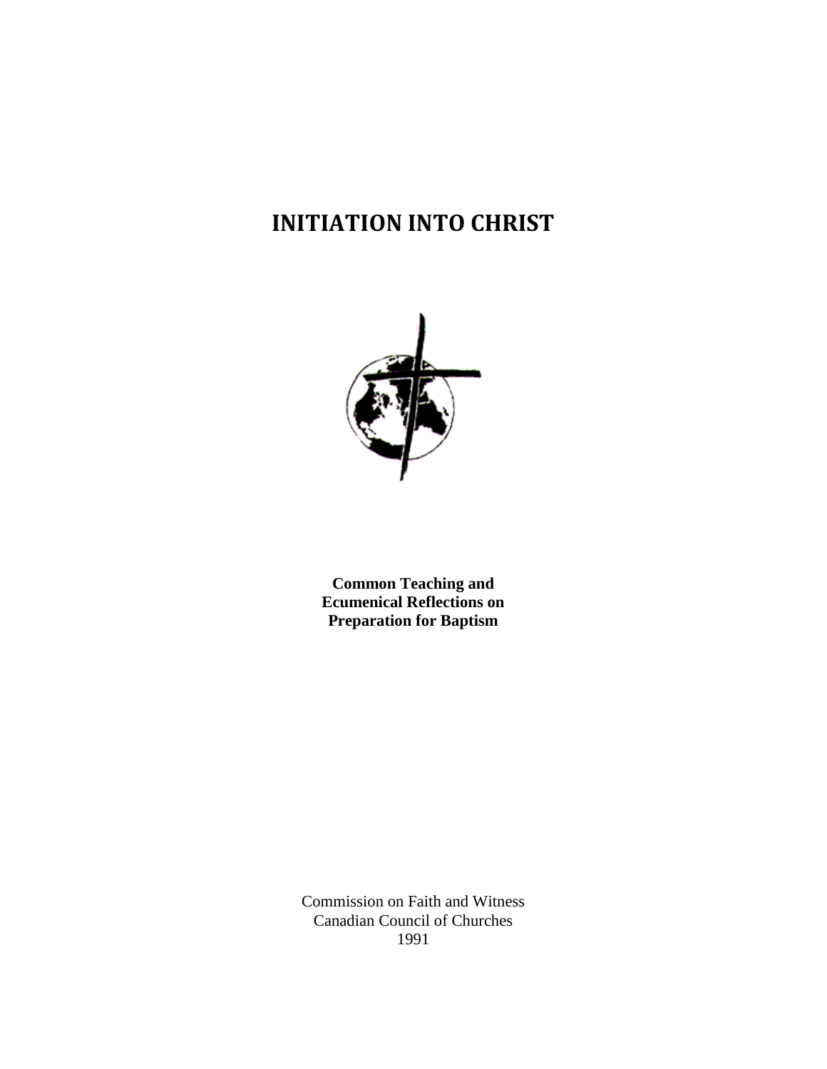# INITIATION INTO CHRIST

**Common Teaching and Ecumenical Reflections on Preparation for Baptism**

Commission on Faith and Witness
Canadian Council of Churches
1991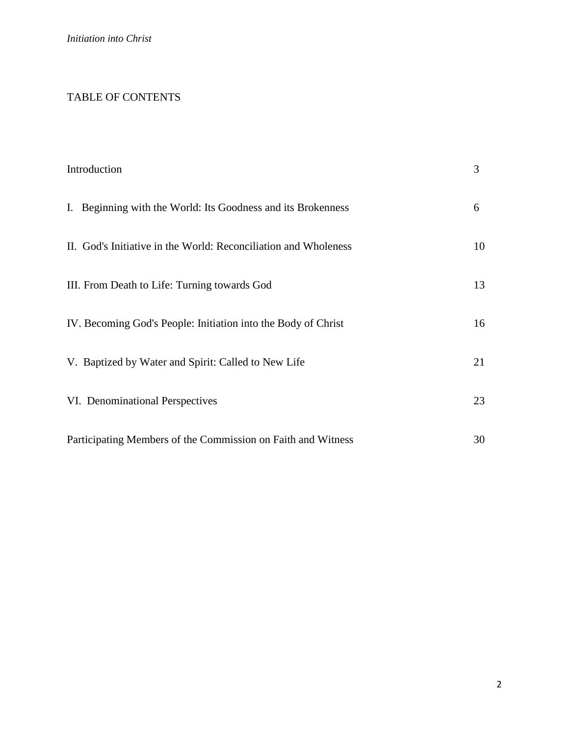# TABLE OF CONTENTS

| | |
|---|---|
| Introduction | 3 |
| I. Beginning with the World: Its Goodness and its Brokenness | 6 |
| II. God's Initiative in the World: Reconciliation and Wholeness | 10 |
| III. From Death to Life: Turning towards God | 13 |
| IV. Becoming God's People: Initiation into the Body of Christ | 16 |
| V. Baptized by Water and Spirit: Called to New Life | 21 |
| VI. Denominational Perspectives | 23 |
| Participating Members of the Commission on Faith and Witness | 30 |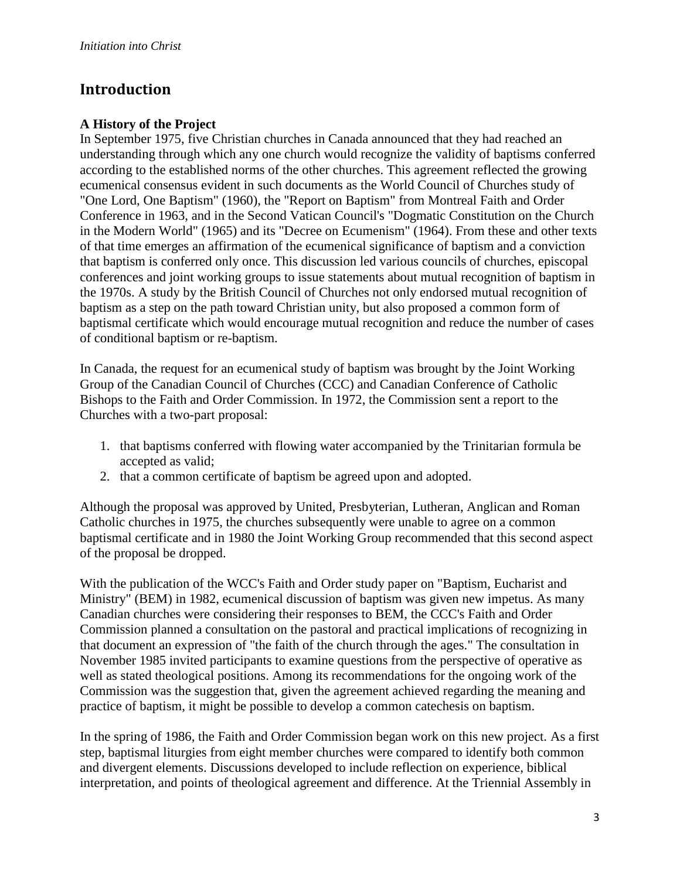## Introduction

### A History of the Project

In September 1975, five Christian churches in Canada announced that they had reached an understanding through which any one church would recognize the validity of baptisms conferred according to the established norms of the other churches. This agreement reflected the growing ecumenical consensus evident in such documents as the World Council of Churches study of "One Lord, One Baptism" (1960), the "Report on Baptism" from Montreal Faith and Order Conference in 1963, and in the Second Vatican Council's "Dogmatic Constitution on the Church in the Modern World" (1965) and its "Decree on Ecumenism" (1964). From these and other texts of that time emerges an affirmation of the ecumenical significance of baptism and a conviction that baptism is conferred only once. This discussion led various councils of churches, episcopal conferences and joint working groups to issue statements about mutual recognition of baptism in the 1970s. A study by the British Council of Churches not only endorsed mutual recognition of baptism as a step on the path toward Christian unity, but also proposed a common form of baptismal certificate which would encourage mutual recognition and reduce the number of cases of conditional baptism or re-baptism.

In Canada, the request for an ecumenical study of baptism was brought by the Joint Working Group of the Canadian Council of Churches (CCC) and Canadian Conference of Catholic Bishops to the Faith and Order Commission. In 1972, the Commission sent a report to the Churches with a two-part proposal:

1. that baptisms conferred with flowing water accompanied by the Trinitarian formula be accepted as valid;
2. that a common certificate of baptism be agreed upon and adopted.

Although the proposal was approved by United, Presbyterian, Lutheran, Anglican and Roman Catholic churches in 1975, the churches subsequently were unable to agree on a common baptismal certificate and in 1980 the Joint Working Group recommended that this second aspect of the proposal be dropped.

With the publication of the WCC's Faith and Order study paper on "Baptism, Eucharist and Ministry" (BEM) in 1982, ecumenical discussion of baptism was given new impetus. As many Canadian churches were considering their responses to BEM, the CCC's Faith and Order Commission planned a consultation on the pastoral and practical implications of recognizing in that document an expression of "the faith of the church through the ages." The consultation in November 1985 invited participants to examine questions from the perspective of operative as well as stated theological positions. Among its recommendations for the ongoing work of the Commission was the suggestion that, given the agreement achieved regarding the meaning and practice of baptism, it might be possible to develop a common catechesis on baptism.

In the spring of 1986, the Faith and Order Commission began work on this new project. As a first step, baptismal liturgies from eight member churches were compared to identify both common and divergent elements. Discussions developed to include reflection on experience, biblical interpretation, and points of theological agreement and difference. At the Triennial Assembly in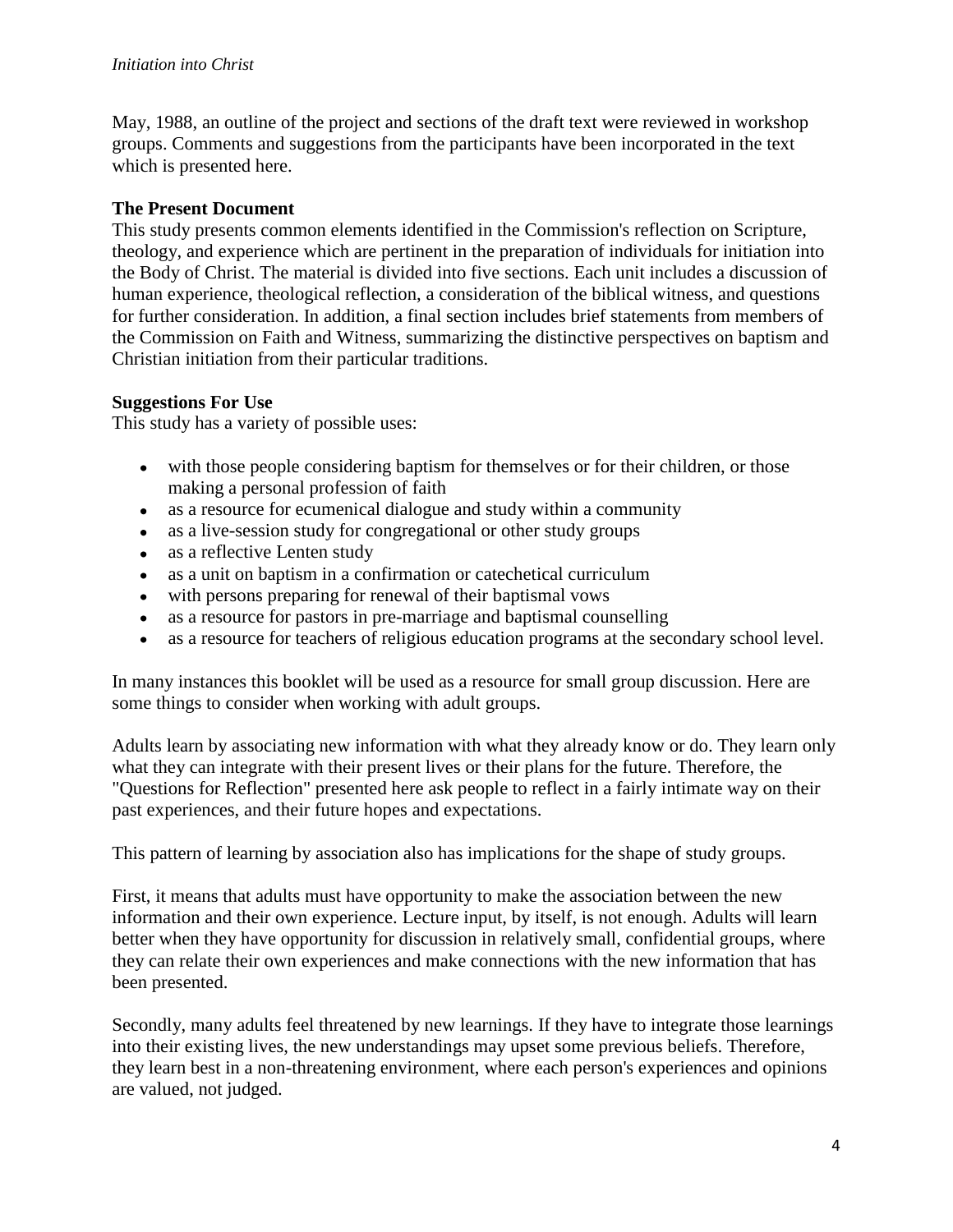May, 1988, an outline of the project and sections of the draft text were reviewed in workshop groups. Comments and suggestions from the participants have been incorporated in the text which is presented here.

**The Present Document**

This study presents common elements identified in the Commission's reflection on Scripture, theology, and experience which are pertinent in the preparation of individuals for initiation into the Body of Christ. The material is divided into five sections. Each unit includes a discussion of human experience, theological reflection, a consideration of the biblical witness, and questions for further consideration. In addition, a final section includes brief statements from members of the Commission on Faith and Witness, summarizing the distinctive perspectives on baptism and Christian initiation from their particular traditions.

**Suggestions For Use**

This study has a variety of possible uses:

- with those people considering baptism for themselves or for their children, or those making a personal profession of faith
- as a resource for ecumenical dialogue and study within a community
- as a live-session study for congregational or other study groups
- as a reflective Lenten study
- as a unit on baptism in a confirmation or catechetical curriculum
- with persons preparing for renewal of their baptismal vows
- as a resource for pastors in pre-marriage and baptismal counselling
- as a resource for teachers of religious education programs at the secondary school level.

In many instances this booklet will be used as a resource for small group discussion. Here are some things to consider when working with adult groups.

Adults learn by associating new information with what they already know or do. They learn only what they can integrate with their present lives or their plans for the future. Therefore, the "Questions for Reflection" presented here ask people to reflect in a fairly intimate way on their past experiences, and their future hopes and expectations.

This pattern of learning by association also has implications for the shape of study groups.

First, it means that adults must have opportunity to make the association between the new information and their own experience. Lecture input, by itself, is not enough. Adults will learn better when they have opportunity for discussion in relatively small, confidential groups, where they can relate their own experiences and make connections with the new information that has been presented.

Secondly, many adults feel threatened by new learnings. If they have to integrate those learnings into their existing lives, the new understandings may upset some previous beliefs. Therefore, they learn best in a non-threatening environment, where each person's experiences and opinions are valued, not judged.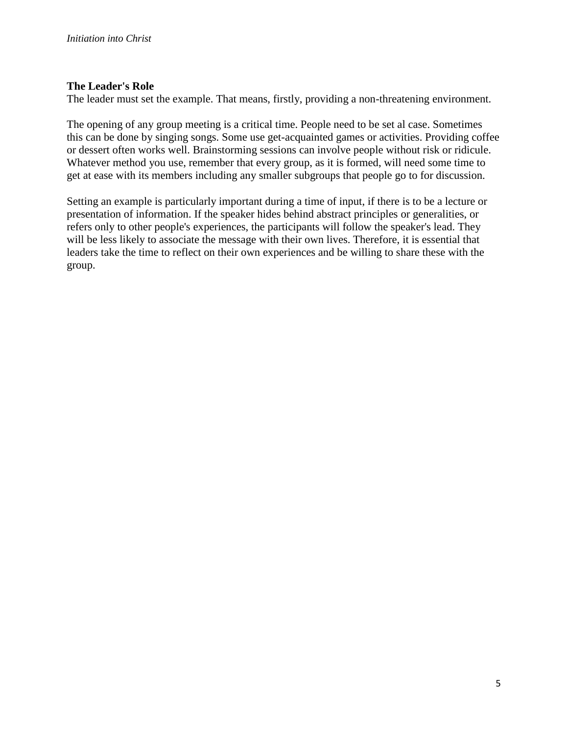**The Leader's Role**

The leader must set the example. That means, firstly, providing a non-threatening environment.

The opening of any group meeting is a critical time. People need to be set al case. Sometimes this can be done by singing songs. Some use get-acquainted games or activities. Providing coffee or dessert often works well. Brainstorming sessions can involve people without risk or ridicule. Whatever method you use, remember that every group, as it is formed, will need some time to get at ease with its members including any smaller subgroups that people go to for discussion.

Setting an example is particularly important during a time of input, if there is to be a lecture or presentation of information. If the speaker hides behind abstract principles or generalities, or refers only to other people's experiences, the participants will follow the speaker's lead. They will be less likely to associate the message with their own lives. Therefore, it is essential that leaders take the time to reflect on their own experiences and be willing to share these with the group.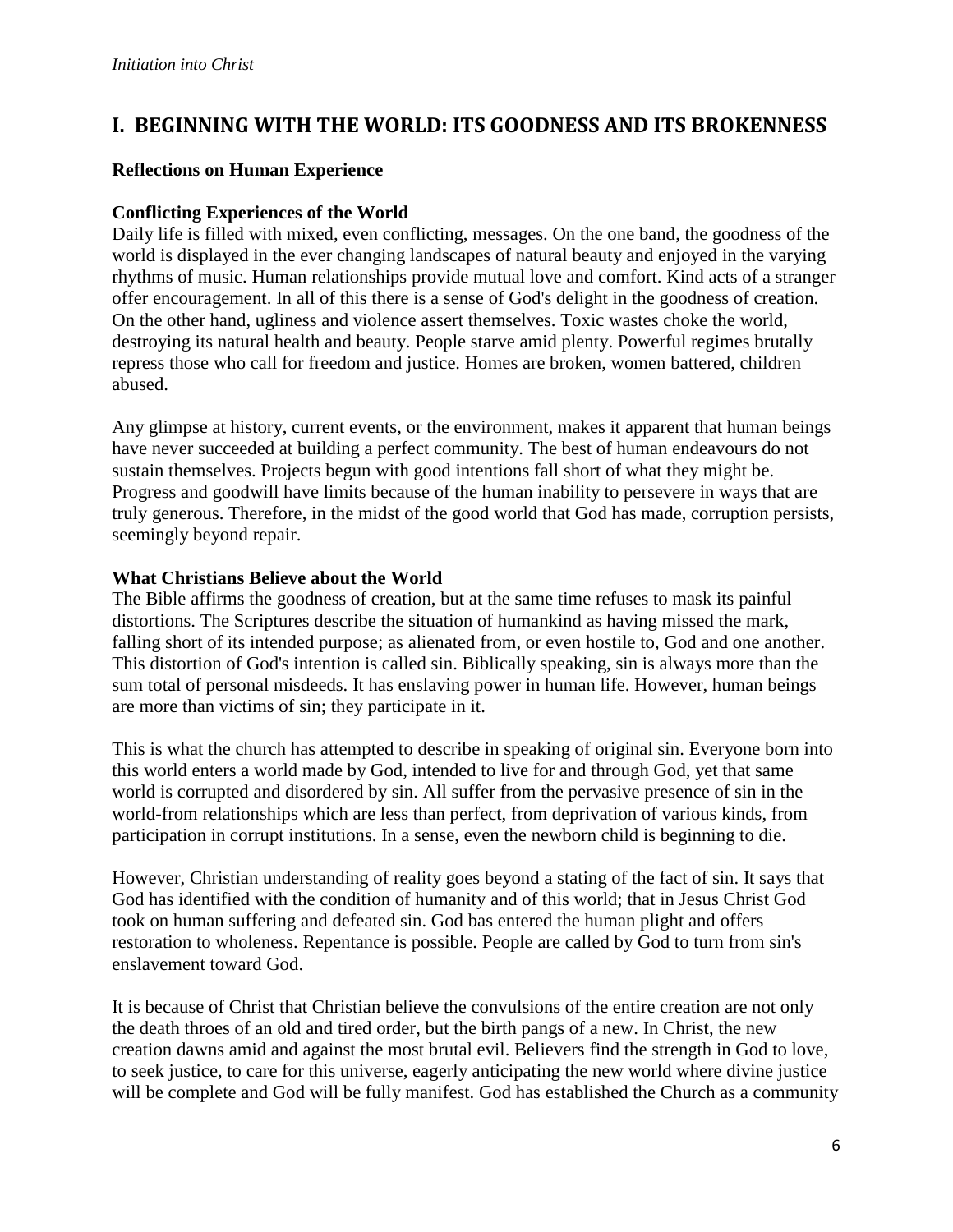## I. BEGINNING WITH THE WORLD: ITS GOODNESS AND ITS BROKENNESS

### Reflections on Human Experience

### Conflicting Experiences of the World

Daily life is filled with mixed, even conflicting, messages. On the one band, the goodness of the world is displayed in the ever changing landscapes of natural beauty and enjoyed in the varying rhythms of music. Human relationships provide mutual love and comfort. Kind acts of a stranger offer encouragement. In all of this there is a sense of God's delight in the goodness of creation. On the other hand, ugliness and violence assert themselves. Toxic wastes choke the world, destroying its natural health and beauty. People starve amid plenty. Powerful regimes brutally repress those who call for freedom and justice. Homes are broken, women battered, children abused.

Any glimpse at history, current events, or the environment, makes it apparent that human beings have never succeeded at building a perfect community. The best of human endeavours do not sustain themselves. Projects begun with good intentions fall short of what they might be. Progress and goodwill have limits because of the human inability to persevere in ways that are truly generous. Therefore, in the midst of the good world that God has made, corruption persists, seemingly beyond repair.

### What Christians Believe about the World

The Bible affirms the goodness of creation, but at the same time refuses to mask its painful distortions. The Scriptures describe the situation of humankind as having missed the mark, falling short of its intended purpose; as alienated from, or even hostile to, God and one another. This distortion of God's intention is called sin. Biblically speaking, sin is always more than the sum total of personal misdeeds. It has enslaving power in human life. However, human beings are more than victims of sin; they participate in it.

This is what the church has attempted to describe in speaking of original sin. Everyone born into this world enters a world made by God, intended to live for and through God, yet that same world is corrupted and disordered by sin. All suffer from the pervasive presence of sin in the world-from relationships which are less than perfect, from deprivation of various kinds, from participation in corrupt institutions. In a sense, even the newborn child is beginning to die.

However, Christian understanding of reality goes beyond a stating of the fact of sin. It says that God has identified with the condition of humanity and of this world; that in Jesus Christ God took on human suffering and defeated sin. God bas entered the human plight and offers restoration to wholeness. Repentance is possible. People are called by God to turn from sin's enslavement toward God.

It is because of Christ that Christian believe the convulsions of the entire creation are not only the death throes of an old and tired order, but the birth pangs of a new. In Christ, the new creation dawns amid and against the most brutal evil. Believers find the strength in God to love, to seek justice, to care for this universe, eagerly anticipating the new world where divine justice will be complete and God will be fully manifest. God has established the Church as a community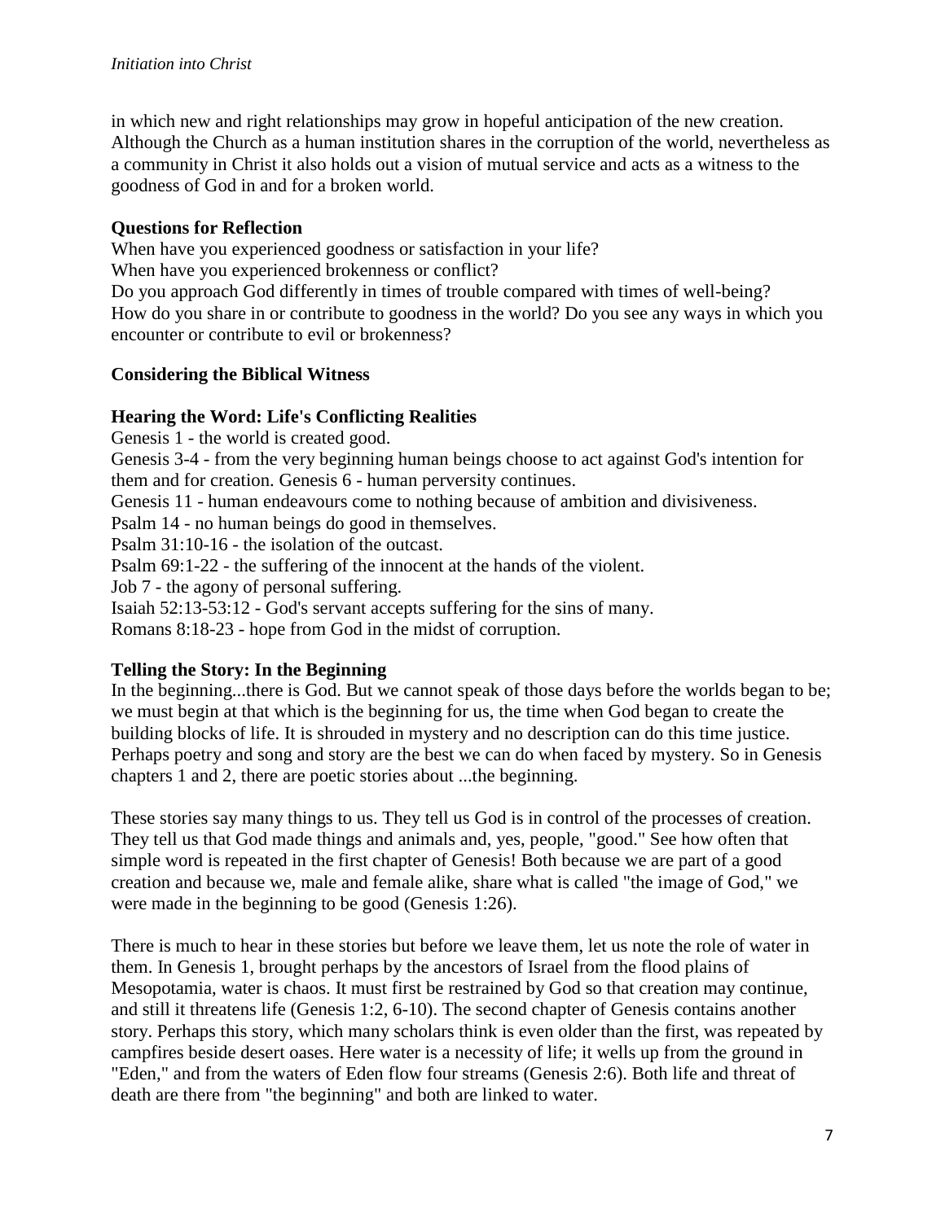in which new and right relationships may grow in hopeful anticipation of the new creation. Although the Church as a human institution shares in the corruption of the world, nevertheless as a community in Christ it also holds out a vision of mutual service and acts as a witness to the goodness of God in and for a broken world.

**Questions for Reflection**

When have you experienced goodness or satisfaction in your life?
When have you experienced brokenness or conflict?
Do you approach God differently in times of trouble compared with times of well-being?
How do you share in or contribute to goodness in the world? Do you see any ways in which you encounter or contribute to evil or brokenness?

**Considering the Biblical Witness**

**Hearing the Word: Life's Conflicting Realities**

Genesis 1 - the world is created good.
Genesis 3-4 - from the very beginning human beings choose to act against God's intention for them and for creation. Genesis 6 - human perversity continues.
Genesis 11 - human endeavours come to nothing because of ambition and divisiveness.
Psalm 14 - no human beings do good in themselves.
Psalm 31:10-16 - the isolation of the outcast.
Psalm 69:1-22 - the suffering of the innocent at the hands of the violent.
Job 7 - the agony of personal suffering.
Isaiah 52:13-53:12 - God's servant accepts suffering for the sins of many.
Romans 8:18-23 - hope from God in the midst of corruption.

**Telling the Story: In the Beginning**

In the beginning...there is God. But we cannot speak of those days before the worlds began to be; we must begin at that which is the beginning for us, the time when God began to create the building blocks of life. It is shrouded in mystery and no description can do this time justice. Perhaps poetry and song and story are the best we can do when faced by mystery. So in Genesis chapters 1 and 2, there are poetic stories about ...the beginning.

These stories say many things to us. They tell us God is in control of the processes of creation. They tell us that God made things and animals and, yes, people, "good." See how often that simple word is repeated in the first chapter of Genesis! Both because we are part of a good creation and because we, male and female alike, share what is called "the image of God," we were made in the beginning to be good (Genesis 1:26).

There is much to hear in these stories but before we leave them, let us note the role of water in them. In Genesis 1, brought perhaps by the ancestors of Israel from the flood plains of Mesopotamia, water is chaos. It must first be restrained by God so that creation may continue, and still it threatens life (Genesis 1:2, 6-10). The second chapter of Genesis contains another story. Perhaps this story, which many scholars think is even older than the first, was repeated by campfires beside desert oases. Here water is a necessity of life; it wells up from the ground in "Eden," and from the waters of Eden flow four streams (Genesis 2:6). Both life and threat of death are there from "the beginning" and both are linked to water.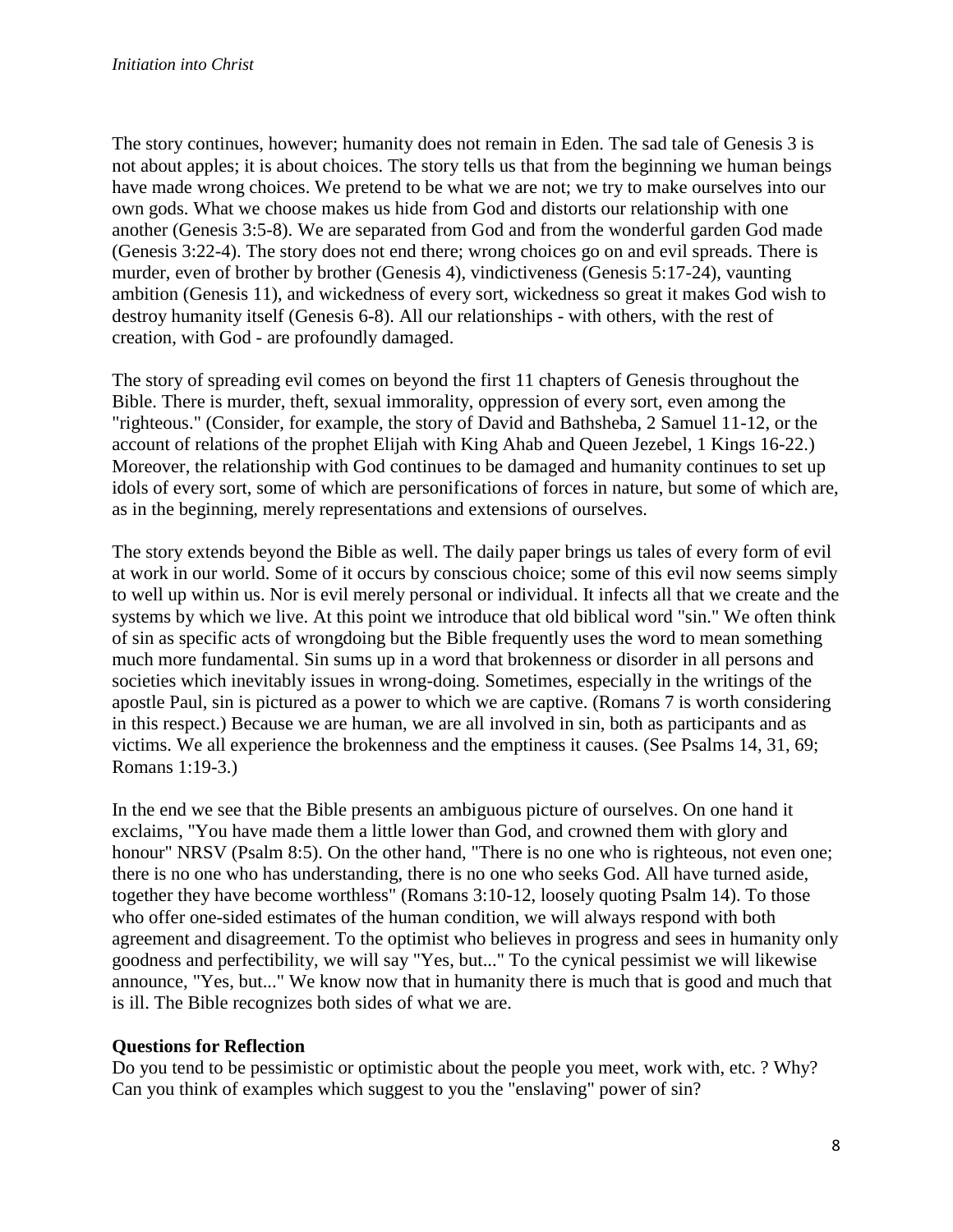The story continues, however; humanity does not remain in Eden. The sad tale of Genesis 3 is not about apples; it is about choices. The story tells us that from the beginning we human beings have made wrong choices. We pretend to be what we are not; we try to make ourselves into our own gods. What we choose makes us hide from God and distorts our relationship with one another (Genesis 3:5-8). We are separated from God and from the wonderful garden God made (Genesis 3:22-4). The story does not end there; wrong choices go on and evil spreads. There is murder, even of brother by brother (Genesis 4), vindictiveness (Genesis 5:17-24), vaunting ambition (Genesis 11), and wickedness of every sort, wickedness so great it makes God wish to destroy humanity itself (Genesis 6-8). All our relationships - with others, with the rest of creation, with God - are profoundly damaged.

The story of spreading evil comes on beyond the first 11 chapters of Genesis throughout the Bible. There is murder, theft, sexual immorality, oppression of every sort, even among the "righteous." (Consider, for example, the story of David and Bathsheba, 2 Samuel 11-12, or the account of relations of the prophet Elijah with King Ahab and Queen Jezebel, 1 Kings 16-22.) Moreover, the relationship with God continues to be damaged and humanity continues to set up idols of every sort, some of which are personifications of forces in nature, but some of which are, as in the beginning, merely representations and extensions of ourselves.

The story extends beyond the Bible as well. The daily paper brings us tales of every form of evil at work in our world. Some of it occurs by conscious choice; some of this evil now seems simply to well up within us. Nor is evil merely personal or individual. It infects all that we create and the systems by which we live. At this point we introduce that old biblical word "sin." We often think of sin as specific acts of wrongdoing but the Bible frequently uses the word to mean something much more fundamental. Sin sums up in a word that brokenness or disorder in all persons and societies which inevitably issues in wrong-doing. Sometimes, especially in the writings of the apostle Paul, sin is pictured as a power to which we are captive. (Romans 7 is worth considering in this respect.) Because we are human, we are all involved in sin, both as participants and as victims. We all experience the brokenness and the emptiness it causes. (See Psalms 14, 31, 69; Romans 1:19-3.)

In the end we see that the Bible presents an ambiguous picture of ourselves. On one hand it exclaims, "You have made them a little lower than God, and crowned them with glory and honour" NRSV (Psalm 8:5). On the other hand, "There is no one who is righteous, not even one; there is no one who has understanding, there is no one who seeks God. All have turned aside, together they have become worthless" (Romans 3:10-12, loosely quoting Psalm 14). To those who offer one-sided estimates of the human condition, we will always respond with both agreement and disagreement. To the optimist who believes in progress and sees in humanity only goodness and perfectibility, we will say "Yes, but..." To the cynical pessimist we will likewise announce, "Yes, but..." We know now that in humanity there is much that is good and much that is ill. The Bible recognizes both sides of what we are.

**Questions for Reflection**

Do you tend to be pessimistic or optimistic about the people you meet, work with, etc. ? Why?
Can you think of examples which suggest to you the "enslaving" power of sin?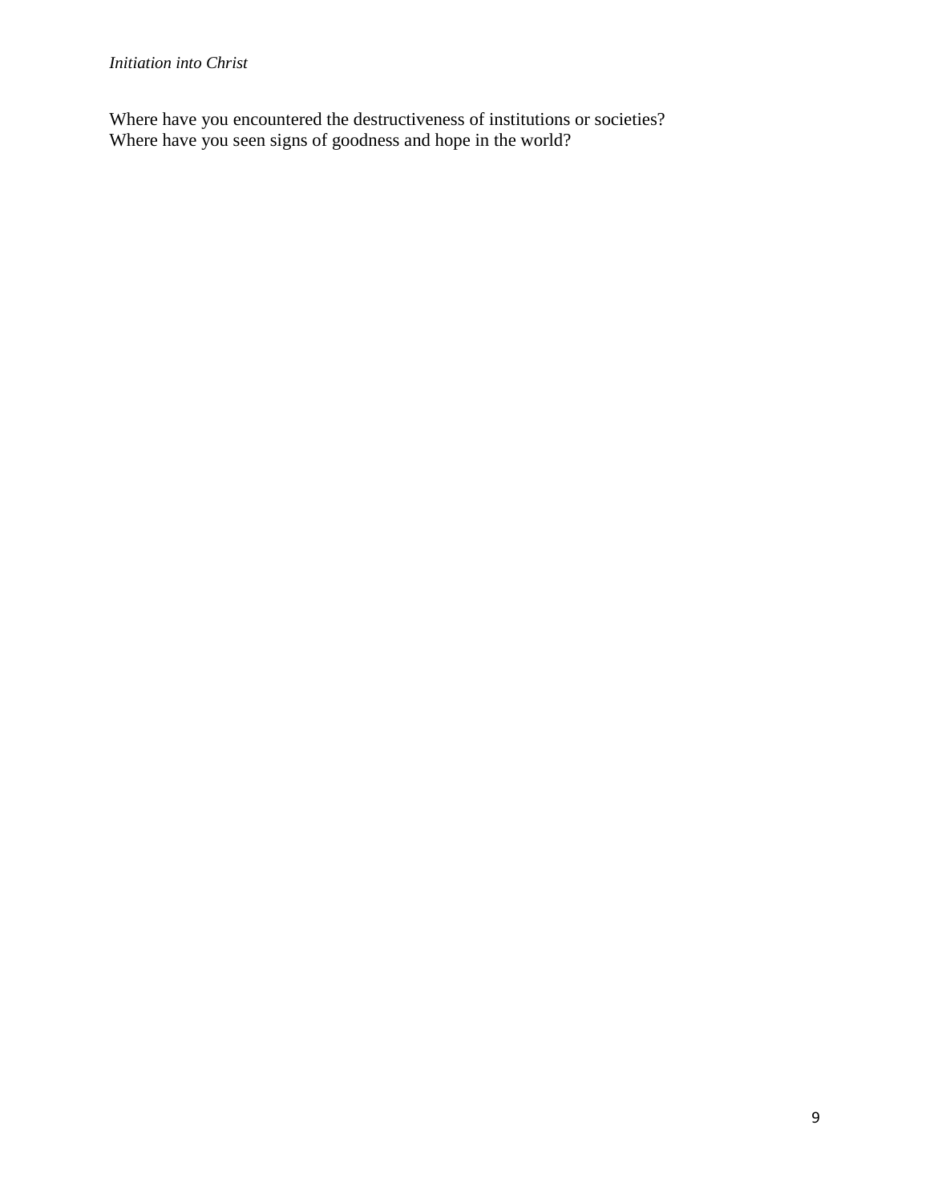Where have you encountered the destructiveness of institutions or societies?
Where have you seen signs of goodness and hope in the world?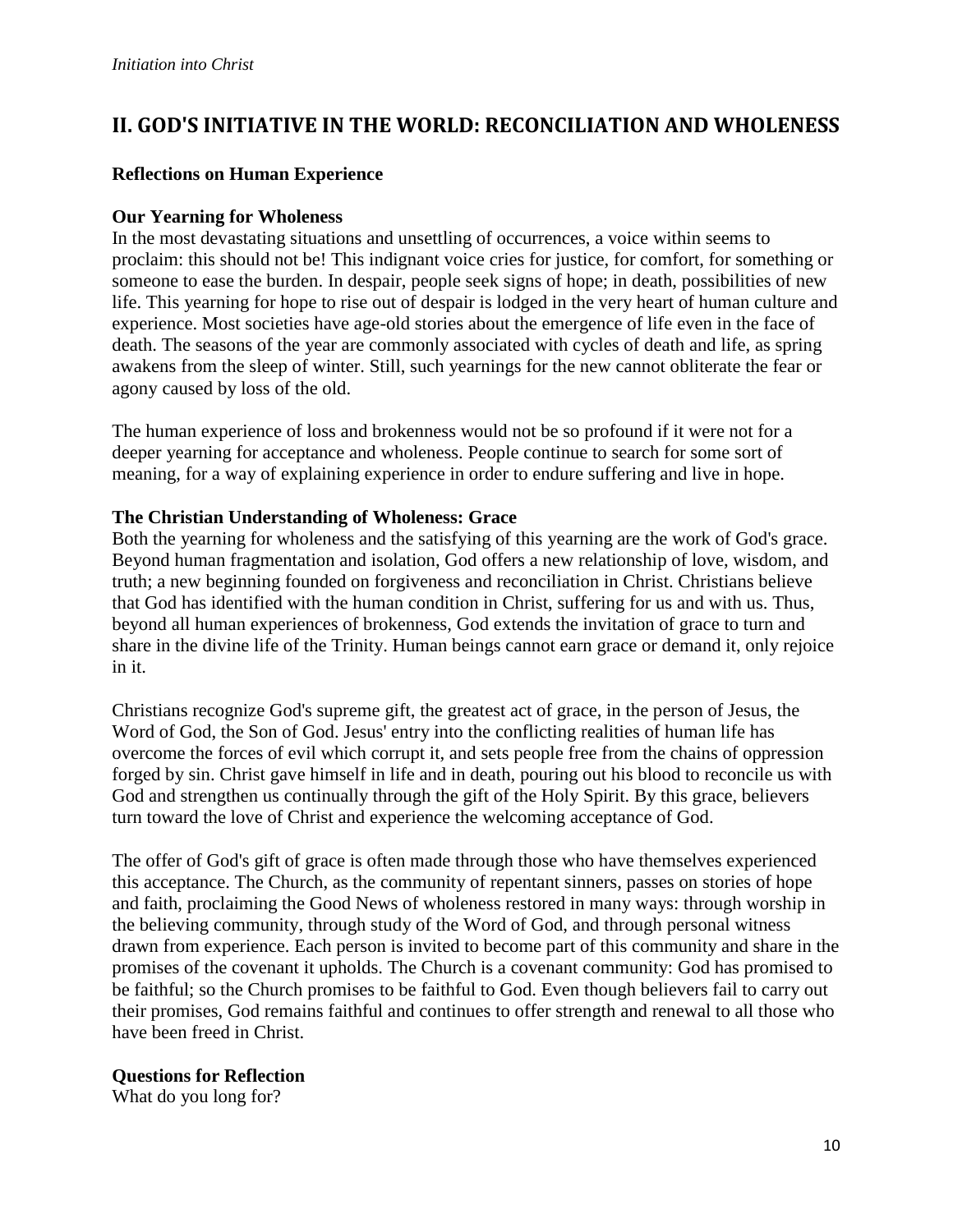## II. GOD'S INITIATIVE IN THE WORLD: RECONCILIATION AND WHOLENESS

### Reflections on Human Experience

#### Our Yearning for Wholeness

In the most devastating situations and unsettling of occurrences, a voice within seems to proclaim: this should not be! This indignant voice cries for justice, for comfort, for something or someone to ease the burden. In despair, people seek signs of hope; in death, possibilities of new life. This yearning for hope to rise out of despair is lodged in the very heart of human culture and experience. Most societies have age-old stories about the emergence of life even in the face of death. The seasons of the year are commonly associated with cycles of death and life, as spring awakens from the sleep of winter. Still, such yearnings for the new cannot obliterate the fear or agony caused by loss of the old.

The human experience of loss and brokenness would not be so profound if it were not for a deeper yearning for acceptance and wholeness. People continue to search for some sort of meaning, for a way of explaining experience in order to endure suffering and live in hope.

#### The Christian Understanding of Wholeness: Grace

Both the yearning for wholeness and the satisfying of this yearning are the work of God's grace. Beyond human fragmentation and isolation, God offers a new relationship of love, wisdom, and truth; a new beginning founded on forgiveness and reconciliation in Christ. Christians believe that God has identified with the human condition in Christ, suffering for us and with us. Thus, beyond all human experiences of brokenness, God extends the invitation of grace to turn and share in the divine life of the Trinity. Human beings cannot earn grace or demand it, only rejoice in it.

Christians recognize God's supreme gift, the greatest act of grace, in the person of Jesus, the Word of God, the Son of God. Jesus' entry into the conflicting realities of human life has overcome the forces of evil which corrupt it, and sets people free from the chains of oppression forged by sin. Christ gave himself in life and in death, pouring out his blood to reconcile us with God and strengthen us continually through the gift of the Holy Spirit. By this grace, believers turn toward the love of Christ and experience the welcoming acceptance of God.

The offer of God's gift of grace is often made through those who have themselves experienced this acceptance. The Church, as the community of repentant sinners, passes on stories of hope and faith, proclaiming the Good News of wholeness restored in many ways: through worship in the believing community, through study of the Word of God, and through personal witness drawn from experience. Each person is invited to become part of this community and share in the promises of the covenant it upholds. The Church is a covenant community: God has promised to be faithful; so the Church promises to be faithful to God. Even though believers fail to carry out their promises, God remains faithful and continues to offer strength and renewal to all those who have been freed in Christ.

#### Questions for Reflection

What do you long for?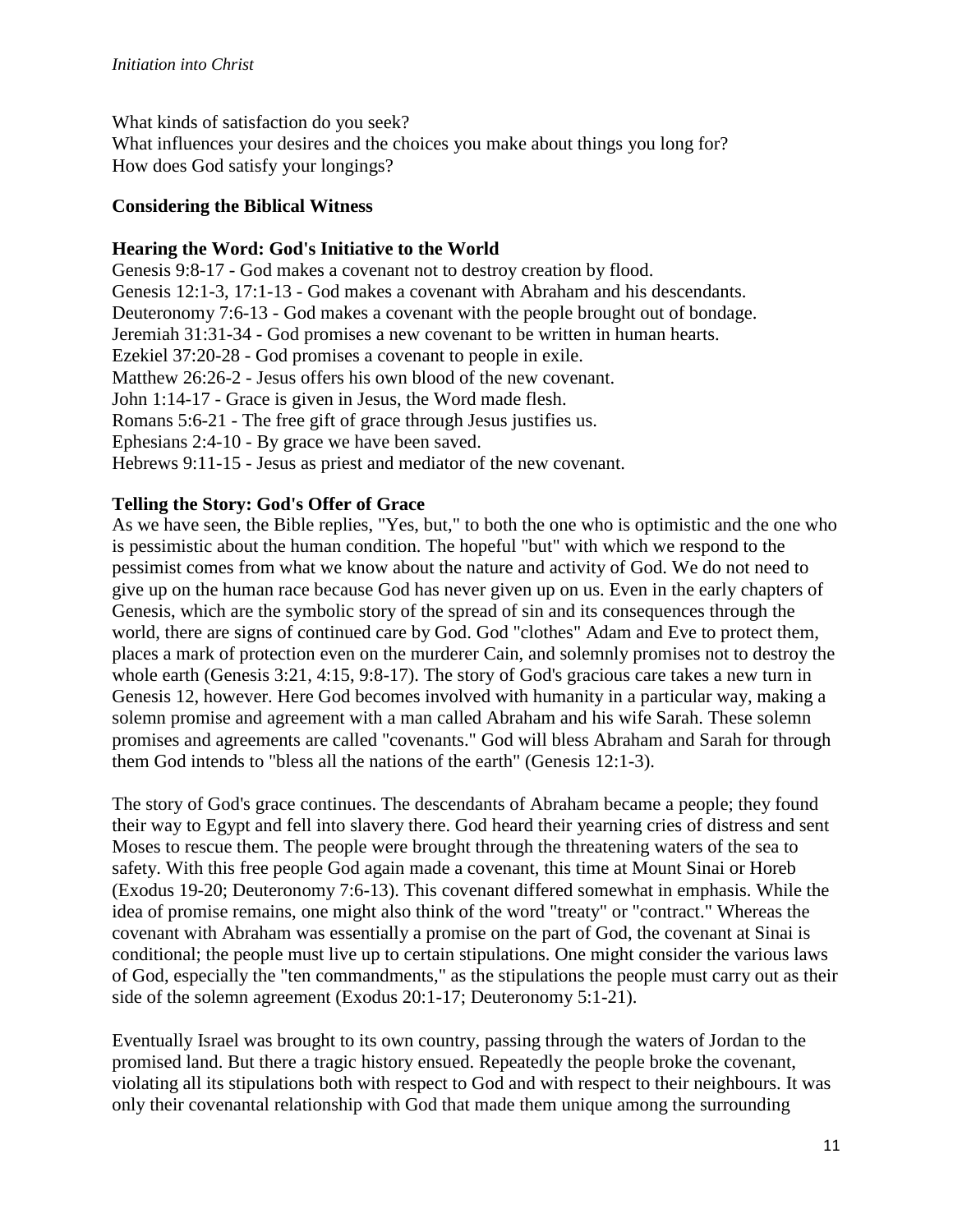What kinds of satisfaction do you seek?
What influences your desires and the choices you make about things you long for?
How does God satisfy your longings?

**Considering the Biblical Witness**

**Hearing the Word: God's Initiative to the World**

Genesis 9:8-17 - God makes a covenant not to destroy creation by flood.
Genesis 12:1-3, 17:1-13 - God makes a covenant with Abraham and his descendants.
Deuteronomy 7:6-13 - God makes a covenant with the people brought out of bondage.
Jeremiah 31:31-34 - God promises a new covenant to be written in human hearts.
Ezekiel 37:20-28 - God promises a covenant to people in exile.
Matthew 26:26-2 - Jesus offers his own blood of the new covenant.
John 1:14-17 - Grace is given in Jesus, the Word made flesh.
Romans 5:6-21 - The free gift of grace through Jesus justifies us.
Ephesians 2:4-10 - By grace we have been saved.
Hebrews 9:11-15 - Jesus as priest and mediator of the new covenant.

**Telling the Story: God's Offer of Grace**

As we have seen, the Bible replies, "Yes, but," to both the one who is optimistic and the one who is pessimistic about the human condition. The hopeful "but" with which we respond to the pessimist comes from what we know about the nature and activity of God. We do not need to give up on the human race because God has never given up on us. Even in the early chapters of Genesis, which are the symbolic story of the spread of sin and its consequences through the world, there are signs of continued care by God. God "clothes" Adam and Eve to protect them, places a mark of protection even on the murderer Cain, and solemnly promises not to destroy the whole earth (Genesis 3:21, 4:15, 9:8-17). The story of God's gracious care takes a new turn in Genesis 12, however. Here God becomes involved with humanity in a particular way, making a solemn promise and agreement with a man called Abraham and his wife Sarah. These solemn promises and agreements are called "covenants." God will bless Abraham and Sarah for through them God intends to "bless all the nations of the earth" (Genesis 12:1-3).

The story of God's grace continues. The descendants of Abraham became a people; they found their way to Egypt and fell into slavery there. God heard their yearning cries of distress and sent Moses to rescue them. The people were brought through the threatening waters of the sea to safety. With this free people God again made a covenant, this time at Mount Sinai or Horeb (Exodus 19-20; Deuteronomy 7:6-13). This covenant differed somewhat in emphasis. While the idea of promise remains, one might also think of the word "treaty" or "contract." Whereas the covenant with Abraham was essentially a promise on the part of God, the covenant at Sinai is conditional; the people must live up to certain stipulations. One might consider the various laws of God, especially the "ten commandments," as the stipulations the people must carry out as their side of the solemn agreement (Exodus 20:1-17; Deuteronomy 5:1-21).

Eventually Israel was brought to its own country, passing through the waters of Jordan to the promised land. But there a tragic history ensued. Repeatedly the people broke the covenant, violating all its stipulations both with respect to God and with respect to their neighbours. It was only their covenantal relationship with God that made them unique among the surrounding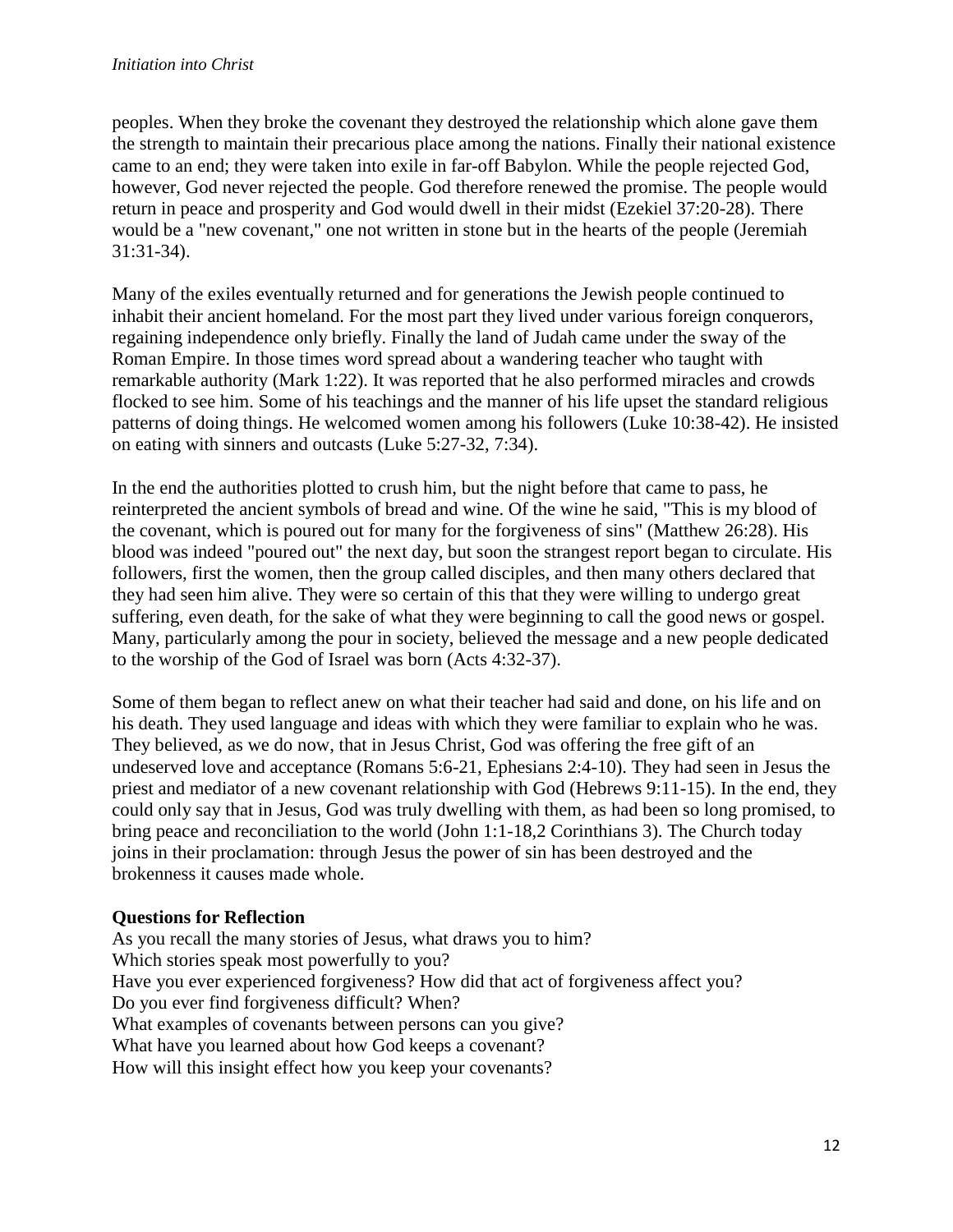peoples. When they broke the covenant they destroyed the relationship which alone gave them the strength to maintain their precarious place among the nations. Finally their national existence came to an end; they were taken into exile in far-off Babylon. While the people rejected God, however, God never rejected the people. God therefore renewed the promise. The people would return in peace and prosperity and God would dwell in their midst (Ezekiel 37:20-28). There would be a "new covenant," one not written in stone but in the hearts of the people (Jeremiah 31:31-34).

Many of the exiles eventually returned and for generations the Jewish people continued to inhabit their ancient homeland. For the most part they lived under various foreign conquerors, regaining independence only briefly. Finally the land of Judah came under the sway of the Roman Empire. In those times word spread about a wandering teacher who taught with remarkable authority (Mark 1:22). It was reported that he also performed miracles and crowds flocked to see him. Some of his teachings and the manner of his life upset the standard religious patterns of doing things. He welcomed women among his followers (Luke 10:38-42). He insisted on eating with sinners and outcasts (Luke 5:27-32, 7:34).

In the end the authorities plotted to crush him, but the night before that came to pass, he reinterpreted the ancient symbols of bread and wine. Of the wine he said, "This is my blood of the covenant, which is poured out for many for the forgiveness of sins" (Matthew 26:28). His blood was indeed "poured out" the next day, but soon the strangest report began to circulate. His followers, first the women, then the group called disciples, and then many others declared that they had seen him alive. They were so certain of this that they were willing to undergo great suffering, even death, for the sake of what they were beginning to call the good news or gospel. Many, particularly among the pour in society, believed the message and a new people dedicated to the worship of the God of Israel was born (Acts 4:32-37).

Some of them began to reflect anew on what their teacher had said and done, on his life and on his death. They used language and ideas with which they were familiar to explain who he was. They believed, as we do now, that in Jesus Christ, God was offering the free gift of an undeserved love and acceptance (Romans 5:6-21, Ephesians 2:4-10). They had seen in Jesus the priest and mediator of a new covenant relationship with God (Hebrews 9:11-15). In the end, they could only say that in Jesus, God was truly dwelling with them, as had been so long promised, to bring peace and reconciliation to the world (John 1:1-18,2 Corinthians 3). The Church today joins in their proclamation: through Jesus the power of sin has been destroyed and the brokenness it causes made whole.

**Questions for Reflection**

As you recall the many stories of Jesus, what draws you to him?
Which stories speak most powerfully to you?
Have you ever experienced forgiveness? How did that act of forgiveness affect you?
Do you ever find forgiveness difficult? When?
What examples of covenants between persons can you give?
What have you learned about how God keeps a covenant?
How will this insight effect how you keep your covenants?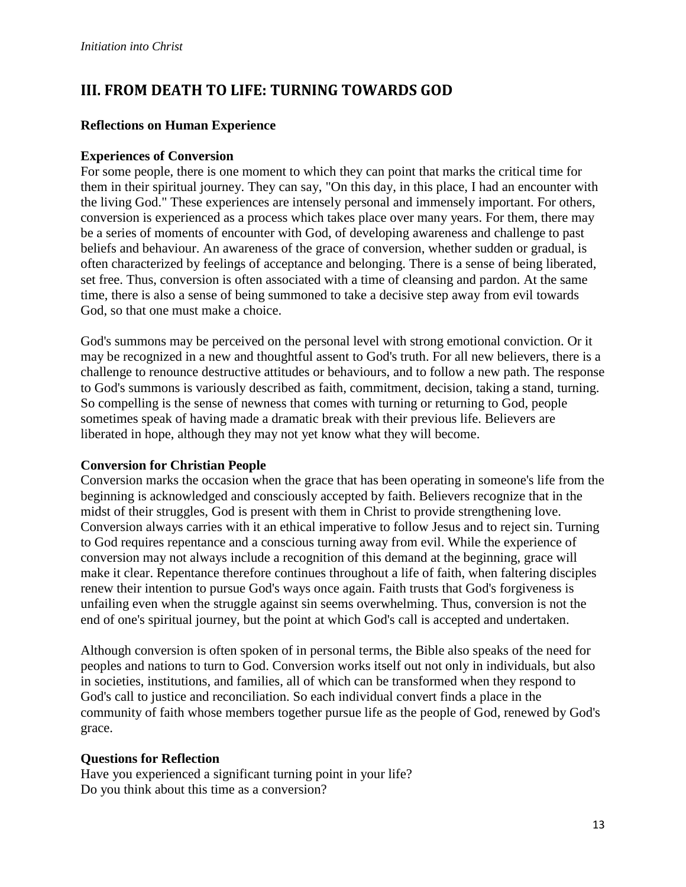## III. FROM DEATH TO LIFE: TURNING TOWARDS GOD

### Reflections on Human Experience

#### Experiences of Conversion

For some people, there is one moment to which they can point that marks the critical time for them in their spiritual journey. They can say, "On this day, in this place, I had an encounter with the living God." These experiences are intensely personal and immensely important. For others, conversion is experienced as a process which takes place over many years. For them, there may be a series of moments of encounter with God, of developing awareness and challenge to past beliefs and behaviour. An awareness of the grace of conversion, whether sudden or gradual, is often characterized by feelings of acceptance and belonging. There is a sense of being liberated, set free. Thus, conversion is often associated with a time of cleansing and pardon. At the same time, there is also a sense of being summoned to take a decisive step away from evil towards God, so that one must make a choice.

God's summons may be perceived on the personal level with strong emotional conviction. Or it may be recognized in a new and thoughtful assent to God's truth. For all new believers, there is a challenge to renounce destructive attitudes or behaviours, and to follow a new path. The response to God's summons is variously described as faith, commitment, decision, taking a stand, turning. So compelling is the sense of newness that comes with turning or returning to God, people sometimes speak of having made a dramatic break with their previous life. Believers are liberated in hope, although they may not yet know what they will become.

#### Conversion for Christian People

Conversion marks the occasion when the grace that has been operating in someone's life from the beginning is acknowledged and consciously accepted by faith. Believers recognize that in the midst of their struggles, God is present with them in Christ to provide strengthening love. Conversion always carries with it an ethical imperative to follow Jesus and to reject sin. Turning to God requires repentance and a conscious turning away from evil. While the experience of conversion may not always include a recognition of this demand at the beginning, grace will make it clear. Repentance therefore continues throughout a life of faith, when faltering disciples renew their intention to pursue God's ways once again. Faith trusts that God's forgiveness is unfailing even when the struggle against sin seems overwhelming. Thus, conversion is not the end of one's spiritual journey, but the point at which God's call is accepted and undertaken.

Although conversion is often spoken of in personal terms, the Bible also speaks of the need for peoples and nations to turn to God. Conversion works itself out not only in individuals, but also in societies, institutions, and families, all of which can be transformed when they respond to God's call to justice and reconciliation. So each individual convert finds a place in the community of faith whose members together pursue life as the people of God, renewed by God's grace.

#### Questions for Reflection

Have you experienced a significant turning point in your life?
Do you think about this time as a conversion?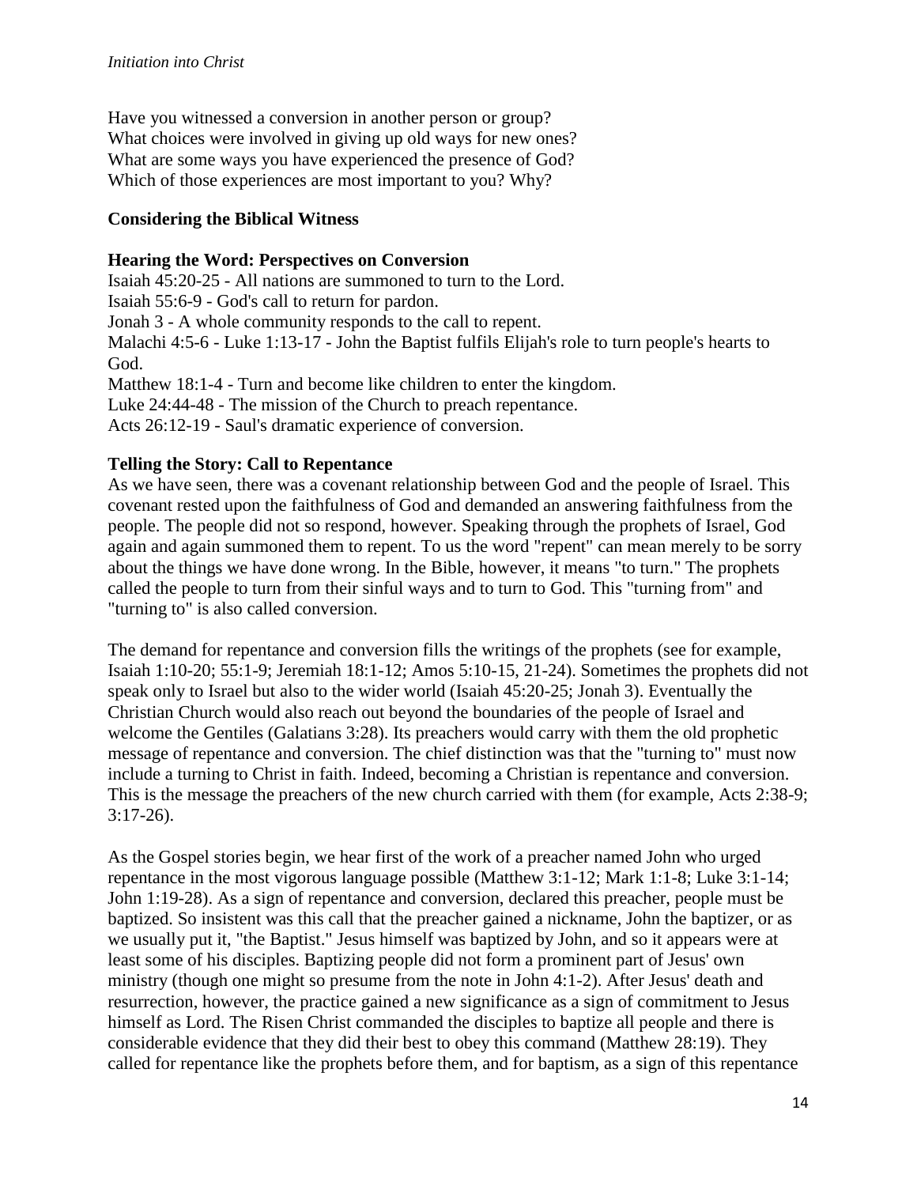Have you witnessed a conversion in another person or group?
What choices were involved in giving up old ways for new ones?
What are some ways you have experienced the presence of God?
Which of those experiences are most important to you? Why?

## Considering the Biblical Witness

### Hearing the Word: Perspectives on Conversion

Isaiah 45:20-25 - All nations are summoned to turn to the Lord.
Isaiah 55:6-9 - God's call to return for pardon.
Jonah 3 - A whole community responds to the call to repent.
Malachi 4:5-6 - Luke 1:13-17 - John the Baptist fulfils Elijah's role to turn people's hearts to God.
Matthew 18:1-4 - Turn and become like children to enter the kingdom.
Luke 24:44-48 - The mission of the Church to preach repentance.
Acts 26:12-19 - Saul's dramatic experience of conversion.

### Telling the Story: Call to Repentance

As we have seen, there was a covenant relationship between God and the people of Israel. This covenant rested upon the faithfulness of God and demanded an answering faithfulness from the people. The people did not so respond, however. Speaking through the prophets of Israel, God again and again summoned them to repent. To us the word "repent" can mean merely to be sorry about the things we have done wrong. In the Bible, however, it means "to turn." The prophets called the people to turn from their sinful ways and to turn to God. This "turning from" and "turning to" is also called conversion.

The demand for repentance and conversion fills the writings of the prophets (see for example, Isaiah 1:10-20; 55:1-9; Jeremiah 18:1-12; Amos 5:10-15, 21-24). Sometimes the prophets did not speak only to Israel but also to the wider world (Isaiah 45:20-25; Jonah 3). Eventually the Christian Church would also reach out beyond the boundaries of the people of Israel and welcome the Gentiles (Galatians 3:28). Its preachers would carry with them the old prophetic message of repentance and conversion. The chief distinction was that the "turning to" must now include a turning to Christ in faith. Indeed, becoming a Christian is repentance and conversion. This is the message the preachers of the new church carried with them (for example, Acts 2:38-9; 3:17-26).

As the Gospel stories begin, we hear first of the work of a preacher named John who urged repentance in the most vigorous language possible (Matthew 3:1-12; Mark 1:1-8; Luke 3:1-14; John 1:19-28). As a sign of repentance and conversion, declared this preacher, people must be baptized. So insistent was this call that the preacher gained a nickname, John the baptizer, or as we usually put it, "the Baptist." Jesus himself was baptized by John, and so it appears were at least some of his disciples. Baptizing people did not form a prominent part of Jesus' own ministry (though one might so presume from the note in John 4:1-2). After Jesus' death and resurrection, however, the practice gained a new significance as a sign of commitment to Jesus himself as Lord. The Risen Christ commanded the disciples to baptize all people and there is considerable evidence that they did their best to obey this command (Matthew 28:19). They called for repentance like the prophets before them, and for baptism, as a sign of this repentance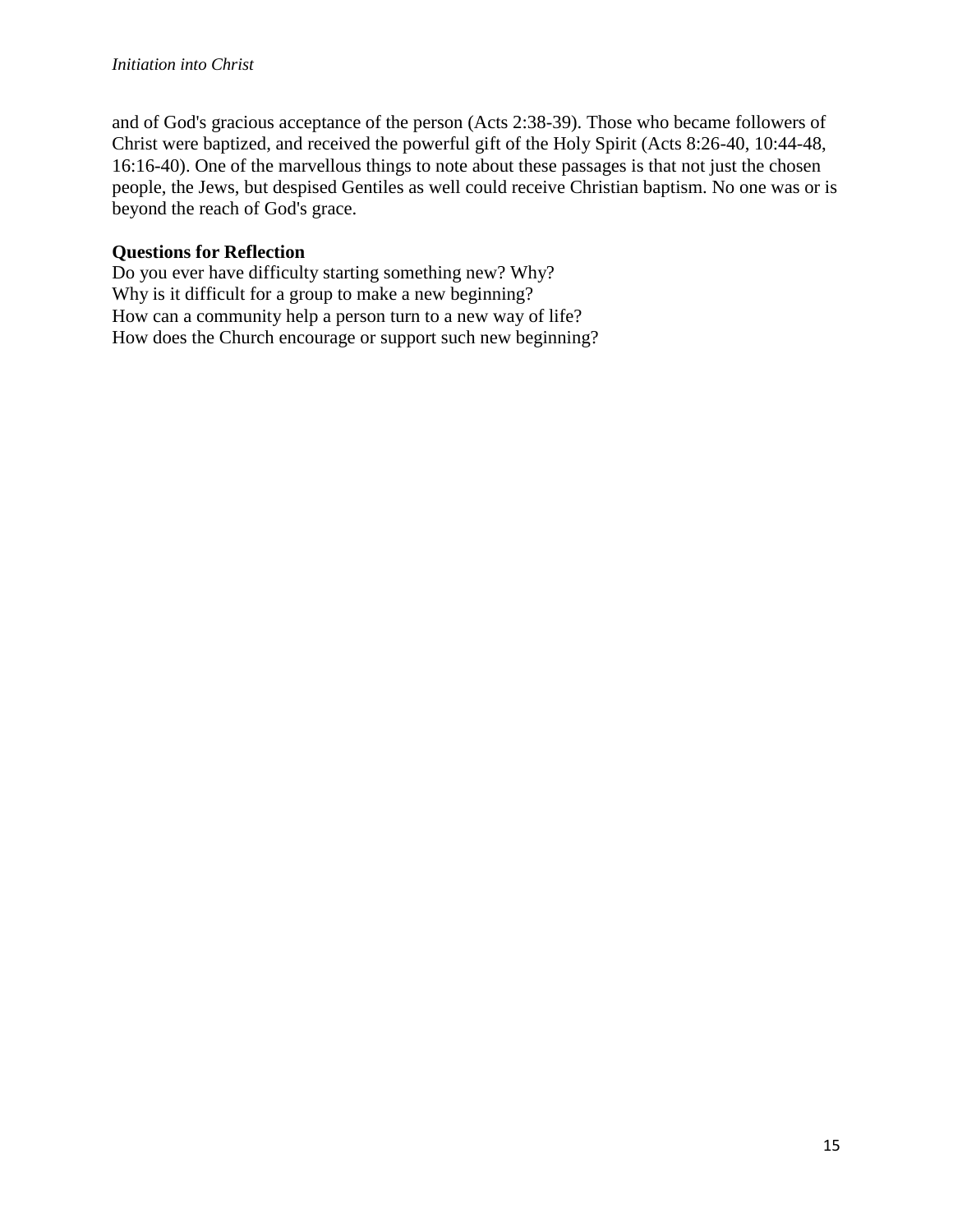and of God's gracious acceptance of the person (Acts 2:38-39). Those who became followers of Christ were baptized, and received the powerful gift of the Holy Spirit (Acts 8:26-40, 10:44-48, 16:16-40). One of the marvellous things to note about these passages is that not just the chosen people, the Jews, but despised Gentiles as well could receive Christian baptism. No one was or is beyond the reach of God's grace.

**Questions for Reflection**

Do you ever have difficulty starting something new? Why?
Why is it difficult for a group to make a new beginning?
How can a community help a person turn to a new way of life?
How does the Church encourage or support such new beginning?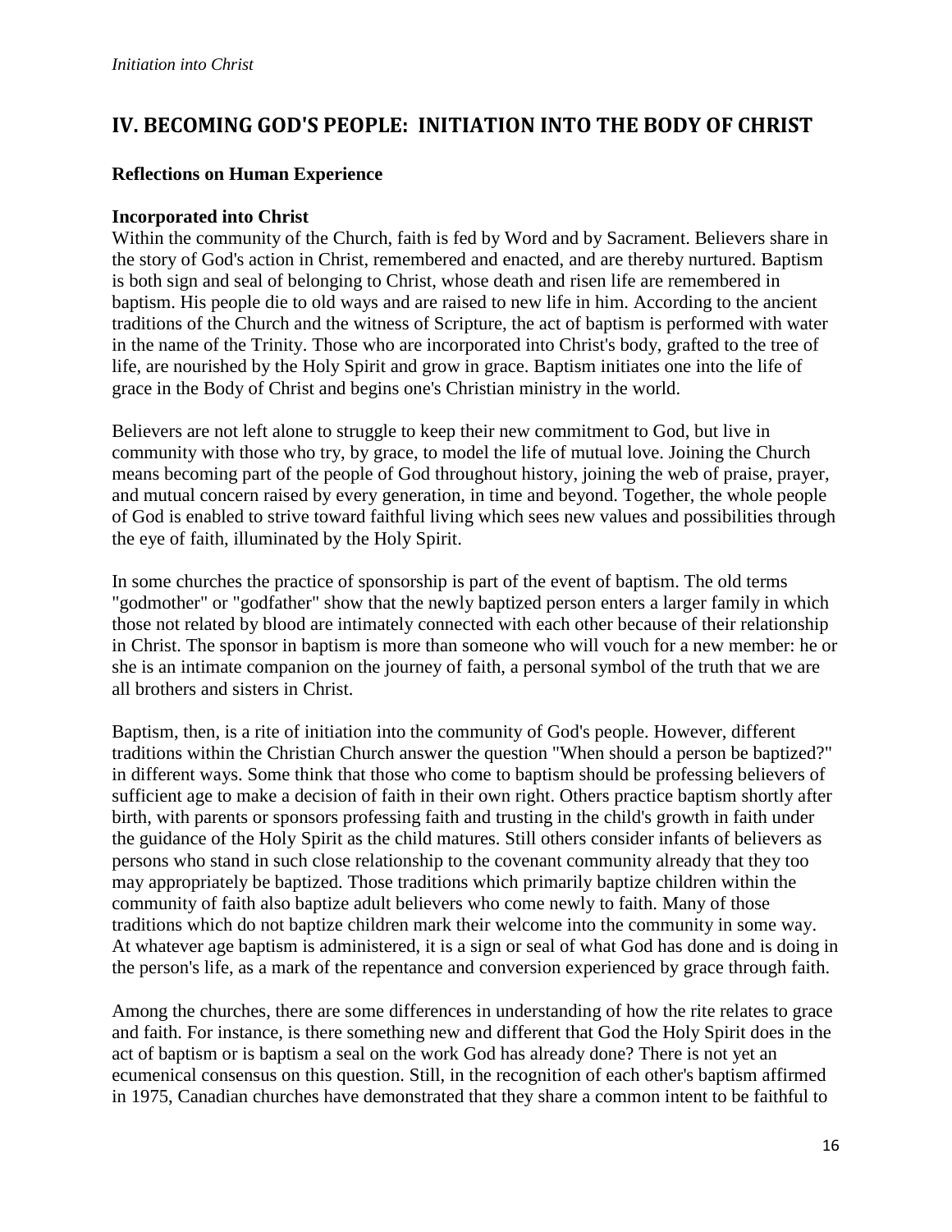## IV. BECOMING GOD'S PEOPLE: INITIATION INTO THE BODY OF CHRIST

### Reflections on Human Experience

#### Incorporated into Christ

Within the community of the Church, faith is fed by Word and by Sacrament. Believers share in the story of God's action in Christ, remembered and enacted, and are thereby nurtured. Baptism is both sign and seal of belonging to Christ, whose death and risen life are remembered in baptism. His people die to old ways and are raised to new life in him. According to the ancient traditions of the Church and the witness of Scripture, the act of baptism is performed with water in the name of the Trinity. Those who are incorporated into Christ's body, grafted to the tree of life, are nourished by the Holy Spirit and grow in grace. Baptism initiates one into the life of grace in the Body of Christ and begins one's Christian ministry in the world.

Believers are not left alone to struggle to keep their new commitment to God, but live in community with those who try, by grace, to model the life of mutual love. Joining the Church means becoming part of the people of God throughout history, joining the web of praise, prayer, and mutual concern raised by every generation, in time and beyond. Together, the whole people of God is enabled to strive toward faithful living which sees new values and possibilities through the eye of faith, illuminated by the Holy Spirit.

In some churches the practice of sponsorship is part of the event of baptism. The old terms "godmother" or "godfather" show that the newly baptized person enters a larger family in which those not related by blood are intimately connected with each other because of their relationship in Christ. The sponsor in baptism is more than someone who will vouch for a new member: he or she is an intimate companion on the journey of faith, a personal symbol of the truth that we are all brothers and sisters in Christ.

Baptism, then, is a rite of initiation into the community of God's people. However, different traditions within the Christian Church answer the question "When should a person be baptized?" in different ways. Some think that those who come to baptism should be professing believers of sufficient age to make a decision of faith in their own right. Others practice baptism shortly after birth, with parents or sponsors professing faith and trusting in the child's growth in faith under the guidance of the Holy Spirit as the child matures. Still others consider infants of believers as persons who stand in such close relationship to the covenant community already that they too may appropriately be baptized. Those traditions which primarily baptize children within the community of faith also baptize adult believers who come newly to faith. Many of those traditions which do not baptize children mark their welcome into the community in some way. At whatever age baptism is administered, it is a sign or seal of what God has done and is doing in the person's life, as a mark of the repentance and conversion experienced by grace through faith.

Among the churches, there are some differences in understanding of how the rite relates to grace and faith. For instance, is there something new and different that God the Holy Spirit does in the act of baptism or is baptism a seal on the work God has already done? There is not yet an ecumenical consensus on this question. Still, in the recognition of each other's baptism affirmed in 1975, Canadian churches have demonstrated that they share a common intent to be faithful to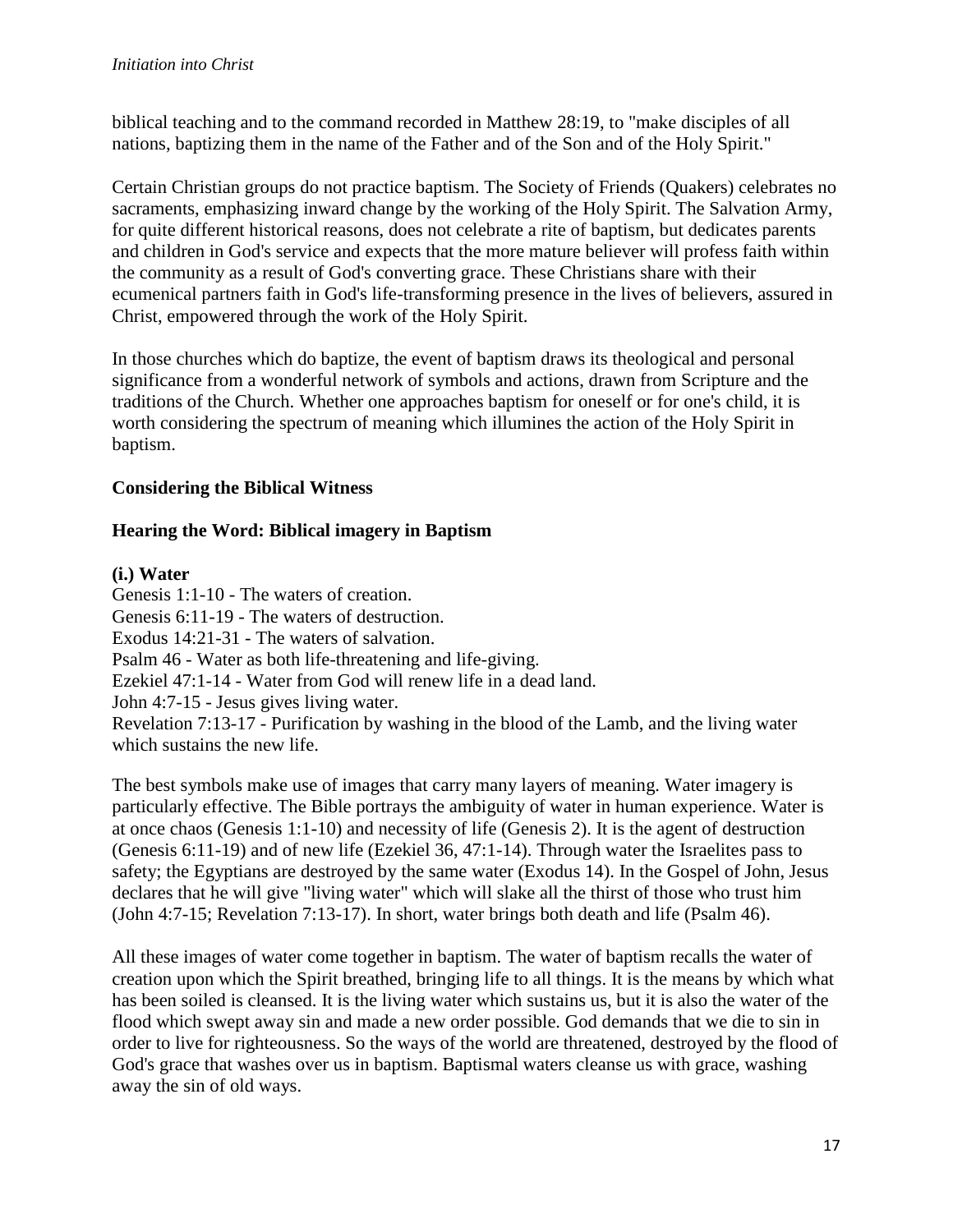biblical teaching and to the command recorded in Matthew 28:19, to "make disciples of all nations, baptizing them in the name of the Father and of the Son and of the Holy Spirit."

Certain Christian groups do not practice baptism. The Society of Friends (Quakers) celebrates no sacraments, emphasizing inward change by the working of the Holy Spirit. The Salvation Army, for quite different historical reasons, does not celebrate a rite of baptism, but dedicates parents and children in God's service and expects that the more mature believer will profess faith within the community as a result of God's converting grace. These Christians share with their ecumenical partners faith in God's life-transforming presence in the lives of believers, assured in Christ, empowered through the work of the Holy Spirit.

In those churches which do baptize, the event of baptism draws its theological and personal significance from a wonderful network of symbols and actions, drawn from Scripture and the traditions of the Church. Whether one approaches baptism for oneself or for one's child, it is worth considering the spectrum of meaning which illumines the action of the Holy Spirit in baptism.

**Considering the Biblical Witness**

**Hearing the Word: Biblical imagery in Baptism**

**(i.) Water**

Genesis 1:1-10 - The waters of creation.
Genesis 6:11-19 - The waters of destruction.
Exodus 14:21-31 - The waters of salvation.
Psalm 46 - Water as both life-threatening and life-giving.
Ezekiel 47:1-14 - Water from God will renew life in a dead land.
John 4:7-15 - Jesus gives living water.
Revelation 7:13-17 - Purification by washing in the blood of the Lamb, and the living water which sustains the new life.

The best symbols make use of images that carry many layers of meaning. Water imagery is particularly effective. The Bible portrays the ambiguity of water in human experience. Water is at once chaos (Genesis 1:1-10) and necessity of life (Genesis 2). It is the agent of destruction (Genesis 6:11-19) and of new life (Ezekiel 36, 47:1-14). Through water the Israelites pass to safety; the Egyptians are destroyed by the same water (Exodus 14). In the Gospel of John, Jesus declares that he will give "living water" which will slake all the thirst of those who trust him (John 4:7-15; Revelation 7:13-17). In short, water brings both death and life (Psalm 46).

All these images of water come together in baptism. The water of baptism recalls the water of creation upon which the Spirit breathed, bringing life to all things. It is the means by which what has been soiled is cleansed. It is the living water which sustains us, but it is also the water of the flood which swept away sin and made a new order possible. God demands that we die to sin in order to live for righteousness. So the ways of the world are threatened, destroyed by the flood of God's grace that washes over us in baptism. Baptismal waters cleanse us with grace, washing away the sin of old ways.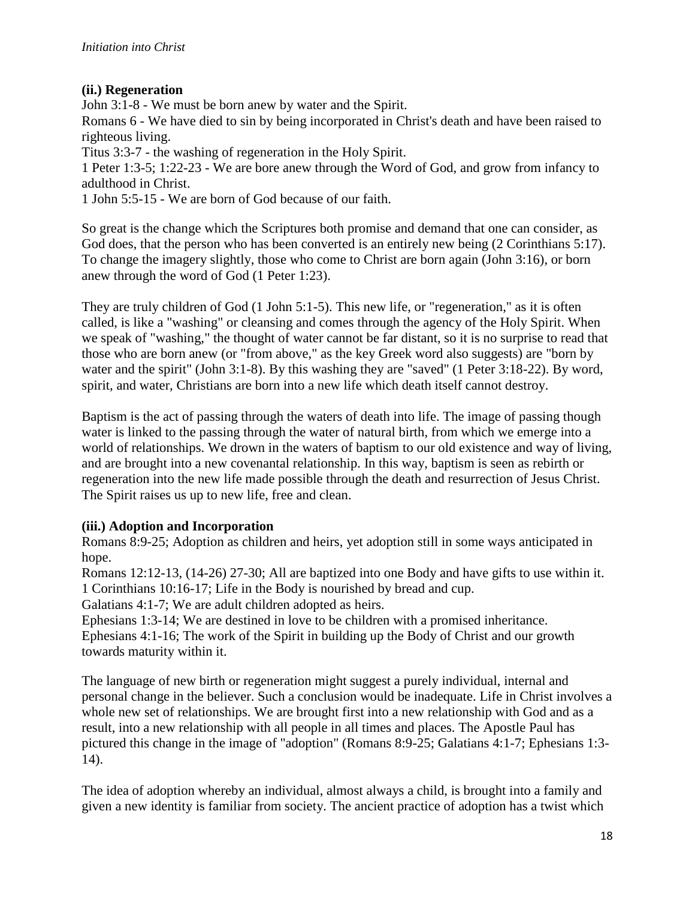### (ii.) Regeneration

John 3:1-8 - We must be born anew by water and the Spirit.
Romans 6 - We have died to sin by being incorporated in Christ's death and have been raised to righteous living.
Titus 3:3-7 - the washing of regeneration in the Holy Spirit.
1 Peter 1:3-5; 1:22-23 - We are bore anew through the Word of God, and grow from infancy to adulthood in Christ.
1 John 5:5-15 - We are born of God because of our faith.

So great is the change which the Scriptures both promise and demand that one can consider, as God does, that the person who has been converted is an entirely new being (2 Corinthians 5:17). To change the imagery slightly, those who come to Christ are born again (John 3:16), or born anew through the word of God (1 Peter 1:23).

They are truly children of God (1 John 5:1-5). This new life, or "regeneration," as it is often called, is like a "washing" or cleansing and comes through the agency of the Holy Spirit. When we speak of "washing," the thought of water cannot be far distant, so it is no surprise to read that those who are born anew (or "from above," as the key Greek word also suggests) are "born by water and the spirit" (John 3:1-8). By this washing they are "saved" (1 Peter 3:18-22). By word, spirit, and water, Christians are born into a new life which death itself cannot destroy.

Baptism is the act of passing through the waters of death into life. The image of passing though water is linked to the passing through the water of natural birth, from which we emerge into a world of relationships. We drown in the waters of baptism to our old existence and way of living, and are brought into a new covenantal relationship. In this way, baptism is seen as rebirth or regeneration into the new life made possible through the death and resurrection of Jesus Christ. The Spirit raises us up to new life, free and clean.

### (iii.) Adoption and Incorporation

Romans 8:9-25; Adoption as children and heirs, yet adoption still in some ways anticipated in hope.
Romans 12:12-13, (14-26) 27-30; All are baptized into one Body and have gifts to use within it.
1 Corinthians 10:16-17; Life in the Body is nourished by bread and cup.
Galatians 4:1-7; We are adult children adopted as heirs.
Ephesians 1:3-14; We are destined in love to be children with a promised inheritance.
Ephesians 4:1-16; The work of the Spirit in building up the Body of Christ and our growth towards maturity within it.

The language of new birth or regeneration might suggest a purely individual, internal and personal change in the believer. Such a conclusion would be inadequate. Life in Christ involves a whole new set of relationships. We are brought first into a new relationship with God and as a result, into a new relationship with all people in all times and places. The Apostle Paul has pictured this change in the image of "adoption" (Romans 8:9-25; Galatians 4:1-7; Ephesians 1:3-14).

The idea of adoption whereby an individual, almost always a child, is brought into a family and given a new identity is familiar from society. The ancient practice of adoption has a twist which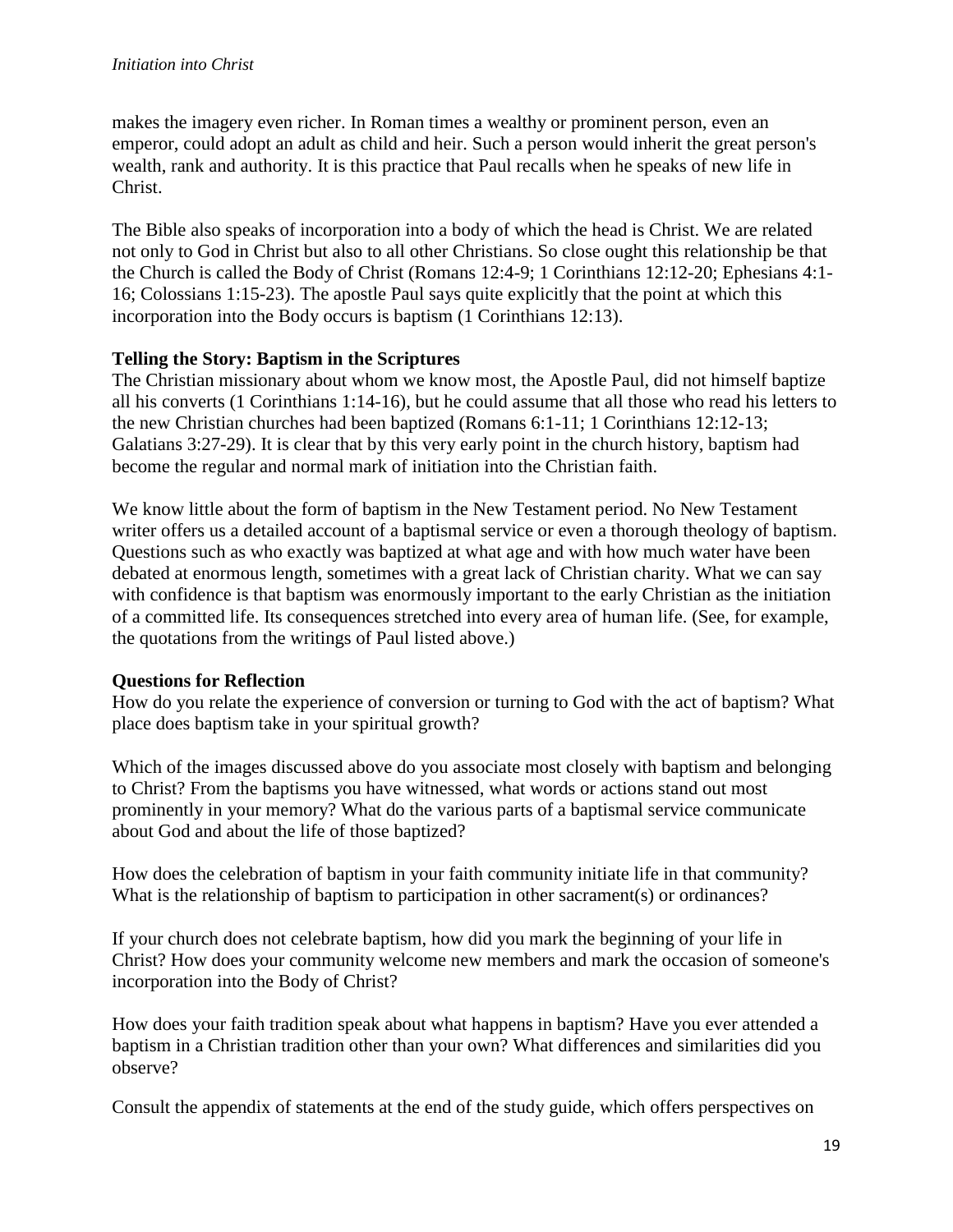makes the imagery even richer. In Roman times a wealthy or prominent person, even an emperor, could adopt an adult as child and heir. Such a person would inherit the great person's wealth, rank and authority. It is this practice that Paul recalls when he speaks of new life in Christ.

The Bible also speaks of incorporation into a body of which the head is Christ. We are related not only to God in Christ but also to all other Christians. So close ought this relationship be that the Church is called the Body of Christ (Romans 12:4-9; 1 Corinthians 12:12-20; Ephesians 4:1-16; Colossians 1:15-23). The apostle Paul says quite explicitly that the point at which this incorporation into the Body occurs is baptism (1 Corinthians 12:13).

**Telling the Story: Baptism in the Scriptures**

The Christian missionary about whom we know most, the Apostle Paul, did not himself baptize all his converts (1 Corinthians 1:14-16), but he could assume that all those who read his letters to the new Christian churches had been baptized (Romans 6:1-11; 1 Corinthians 12:12-13; Galatians 3:27-29). It is clear that by this very early point in the church history, baptism had become the regular and normal mark of initiation into the Christian faith.

We know little about the form of baptism in the New Testament period. No New Testament writer offers us a detailed account of a baptismal service or even a thorough theology of baptism. Questions such as who exactly was baptized at what age and with how much water have been debated at enormous length, sometimes with a great lack of Christian charity. What we can say with confidence is that baptism was enormously important to the early Christian as the initiation of a committed life. Its consequences stretched into every area of human life. (See, for example, the quotations from the writings of Paul listed above.)

**Questions for Reflection**

How do you relate the experience of conversion or turning to God with the act of baptism? What place does baptism take in your spiritual growth?

Which of the images discussed above do you associate most closely with baptism and belonging to Christ? From the baptisms you have witnessed, what words or actions stand out most prominently in your memory? What do the various parts of a baptismal service communicate about God and about the life of those baptized?

How does the celebration of baptism in your faith community initiate life in that community? What is the relationship of baptism to participation in other sacrament(s) or ordinances?

If your church does not celebrate baptism, how did you mark the beginning of your life in Christ? How does your community welcome new members and mark the occasion of someone's incorporation into the Body of Christ?

How does your faith tradition speak about what happens in baptism? Have you ever attended a baptism in a Christian tradition other than your own? What differences and similarities did you observe?

Consult the appendix of statements at the end of the study guide, which offers perspectives on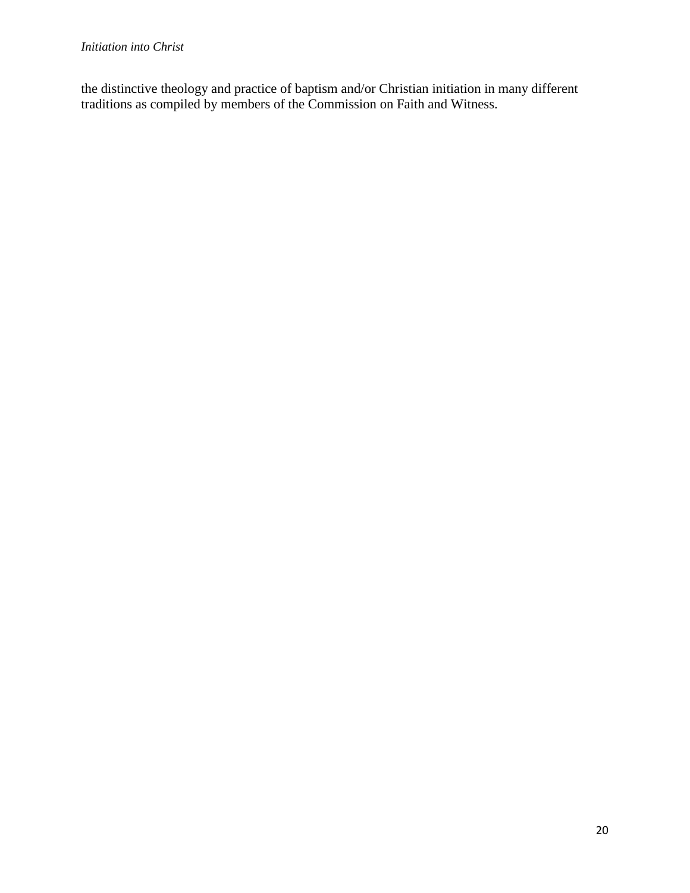the distinctive theology and practice of baptism and/or Christian initiation in many different traditions as compiled by members of the Commission on Faith and Witness.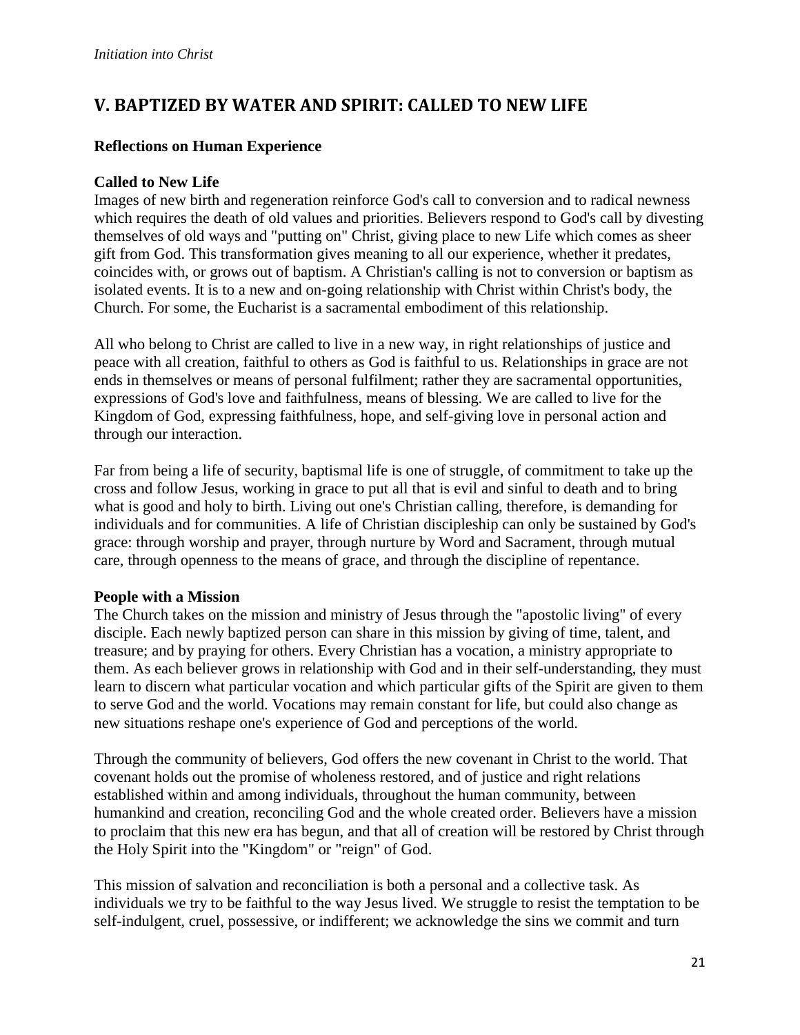## V. BAPTIZED BY WATER AND SPIRIT: CALLED TO NEW LIFE

### Reflections on Human Experience

#### Called to New Life

Images of new birth and regeneration reinforce God's call to conversion and to radical newness which requires the death of old values and priorities. Believers respond to God's call by divesting themselves of old ways and "putting on" Christ, giving place to new Life which comes as sheer gift from God. This transformation gives meaning to all our experience, whether it predates, coincides with, or grows out of baptism. A Christian's calling is not to conversion or baptism as isolated events. It is to a new and on-going relationship with Christ within Christ's body, the Church. For some, the Eucharist is a sacramental embodiment of this relationship.

All who belong to Christ are called to live in a new way, in right relationships of justice and peace with all creation, faithful to others as God is faithful to us. Relationships in grace are not ends in themselves or means of personal fulfilment; rather they are sacramental opportunities, expressions of God's love and faithfulness, means of blessing. We are called to live for the Kingdom of God, expressing faithfulness, hope, and self-giving love in personal action and through our interaction.

Far from being a life of security, baptismal life is one of struggle, of commitment to take up the cross and follow Jesus, working in grace to put all that is evil and sinful to death and to bring what is good and holy to birth. Living out one's Christian calling, therefore, is demanding for individuals and for communities. A life of Christian discipleship can only be sustained by God's grace: through worship and prayer, through nurture by Word and Sacrament, through mutual care, through openness to the means of grace, and through the discipline of repentance.

#### People with a Mission

The Church takes on the mission and ministry of Jesus through the "apostolic living" of every disciple. Each newly baptized person can share in this mission by giving of time, talent, and treasure; and by praying for others. Every Christian has a vocation, a ministry appropriate to them. As each believer grows in relationship with God and in their self-understanding, they must learn to discern what particular vocation and which particular gifts of the Spirit are given to them to serve God and the world. Vocations may remain constant for life, but could also change as new situations reshape one's experience of God and perceptions of the world.

Through the community of believers, God offers the new covenant in Christ to the world. That covenant holds out the promise of wholeness restored, and of justice and right relations established within and among individuals, throughout the human community, between humankind and creation, reconciling God and the whole created order. Believers have a mission to proclaim that this new era has begun, and that all of creation will be restored by Christ through the Holy Spirit into the "Kingdom" or "reign" of God.

This mission of salvation and reconciliation is both a personal and a collective task. As individuals we try to be faithful to the way Jesus lived. We struggle to resist the temptation to be self-indulgent, cruel, possessive, or indifferent; we acknowledge the sins we commit and turn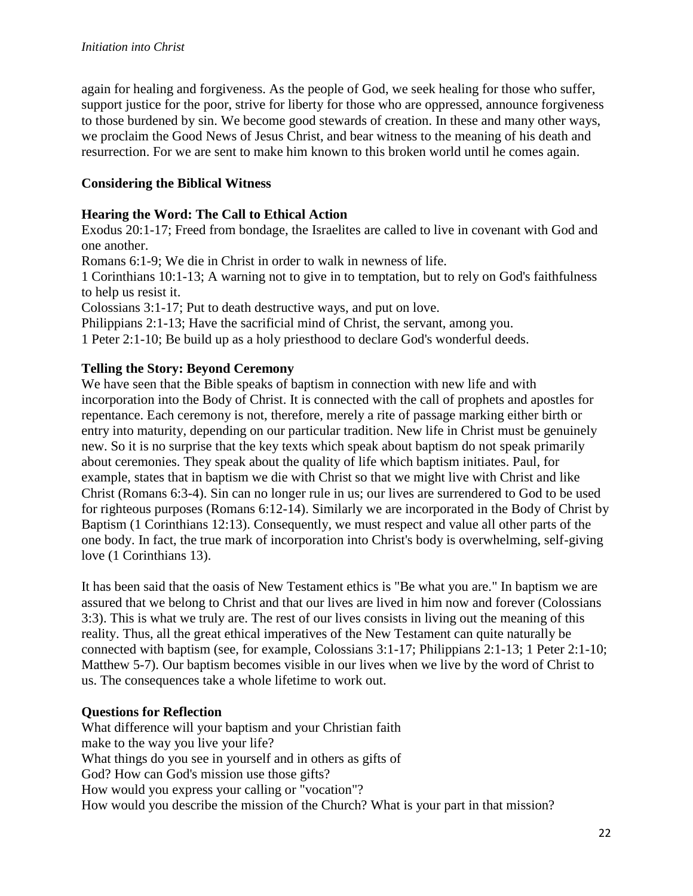again for healing and forgiveness. As the people of God, we seek healing for those who suffer, support justice for the poor, strive for liberty for those who are oppressed, announce forgiveness to those burdened by sin. We become good stewards of creation. In these and many other ways, we proclaim the Good News of Jesus Christ, and bear witness to the meaning of his death and resurrection. For we are sent to make him known to this broken world until he comes again.

## Considering the Biblical Witness

### Hearing the Word: The Call to Ethical Action

Exodus 20:1-17; Freed from bondage, the Israelites are called to live in covenant with God and one another.
Romans 6:1-9; We die in Christ in order to walk in newness of life.
1 Corinthians 10:1-13; A warning not to give in to temptation, but to rely on God's faithfulness to help us resist it.
Colossians 3:1-17; Put to death destructive ways, and put on love.
Philippians 2:1-13; Have the sacrificial mind of Christ, the servant, among you.
1 Peter 2:1-10; Be build up as a holy priesthood to declare God's wonderful deeds.

### Telling the Story: Beyond Ceremony

We have seen that the Bible speaks of baptism in connection with new life and with incorporation into the Body of Christ. It is connected with the call of prophets and apostles for repentance. Each ceremony is not, therefore, merely a rite of passage marking either birth or entry into maturity, depending on our particular tradition. New life in Christ must be genuinely new. So it is no surprise that the key texts which speak about baptism do not speak primarily about ceremonies. They speak about the quality of life which baptism initiates. Paul, for example, states that in baptism we die with Christ so that we might live with Christ and like Christ (Romans 6:3-4). Sin can no longer rule in us; our lives are surrendered to God to be used for righteous purposes (Romans 6:12-14). Similarly we are incorporated in the Body of Christ by Baptism (1 Corinthians 12:13). Consequently, we must respect and value all other parts of the one body. In fact, the true mark of incorporation into Christ's body is overwhelming, self-giving love (1 Corinthians 13).

It has been said that the oasis of New Testament ethics is "Be what you are." In baptism we are assured that we belong to Christ and that our lives are lived in him now and forever (Colossians 3:3). This is what we truly are. The rest of our lives consists in living out the meaning of this reality. Thus, all the great ethical imperatives of the New Testament can quite naturally be connected with baptism (see, for example, Colossians 3:1-17; Philippians 2:1-13; 1 Peter 2:1-10; Matthew 5-7). Our baptism becomes visible in our lives when we live by the word of Christ to us. The consequences take a whole lifetime to work out.

### Questions for Reflection

What difference will your baptism and your Christian faith make to the way you live your life?
What things do you see in yourself and in others as gifts of God? How can God's mission use those gifts?
How would you express your calling or "vocation"?
How would you describe the mission of the Church? What is your part in that mission?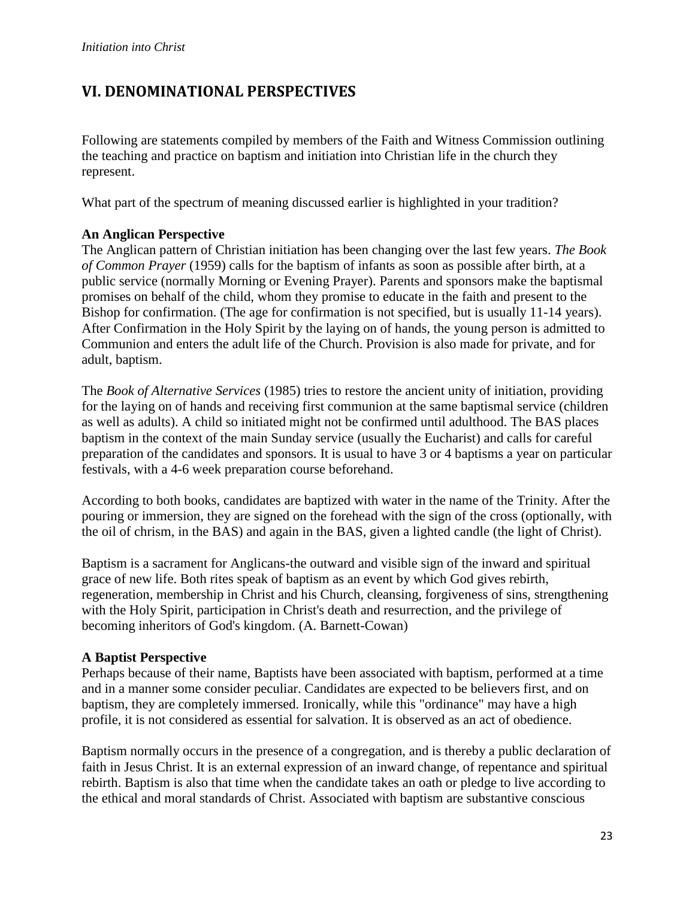## VI. DENOMINATIONAL PERSPECTIVES

Following are statements compiled by members of the Faith and Witness Commission outlining the teaching and practice on baptism and initiation into Christian life in the church they represent.

What part of the spectrum of meaning discussed earlier is highlighted in your tradition?

**An Anglican Perspective**

The Anglican pattern of Christian initiation has been changing over the last few years. *The Book of Common Prayer* (1959) calls for the baptism of infants as soon as possible after birth, at a public service (normally Morning or Evening Prayer). Parents and sponsors make the baptismal promises on behalf of the child, whom they promise to educate in the faith and present to the Bishop for confirmation. (The age for confirmation is not specified, but is usually 11-14 years). After Confirmation in the Holy Spirit by the laying on of hands, the young person is admitted to Communion and enters the adult life of the Church. Provision is also made for private, and for adult, baptism.

The *Book of Alternative Services* (1985) tries to restore the ancient unity of initiation, providing for the laying on of hands and receiving first communion at the same baptismal service (children as well as adults). A child so initiated might not be confirmed until adulthood. The BAS places baptism in the context of the main Sunday service (usually the Eucharist) and calls for careful preparation of the candidates and sponsors. It is usual to have 3 or 4 baptisms a year on particular festivals, with a 4-6 week preparation course beforehand.

According to both books, candidates are baptized with water in the name of the Trinity. After the pouring or immersion, they are signed on the forehead with the sign of the cross (optionally, with the oil of chrism, in the BAS) and again in the BAS, given a lighted candle (the light of Christ).

Baptism is a sacrament for Anglicans-the outward and visible sign of the inward and spiritual grace of new life. Both rites speak of baptism as an event by which God gives rebirth, regeneration, membership in Christ and his Church, cleansing, forgiveness of sins, strengthening with the Holy Spirit, participation in Christ's death and resurrection, and the privilege of becoming inheritors of God's kingdom. (A. Barnett-Cowan)

**A Baptist Perspective**

Perhaps because of their name, Baptists have been associated with baptism, performed at a time and in a manner some consider peculiar. Candidates are expected to be believers first, and on baptism, they are completely immersed. Ironically, while this "ordinance" may have a high profile, it is not considered as essential for salvation. It is observed as an act of obedience.

Baptism normally occurs in the presence of a congregation, and is thereby a public declaration of faith in Jesus Christ. It is an external expression of an inward change, of repentance and spiritual rebirth. Baptism is also that time when the candidate takes an oath or pledge to live according to the ethical and moral standards of Christ. Associated with baptism are substantive conscious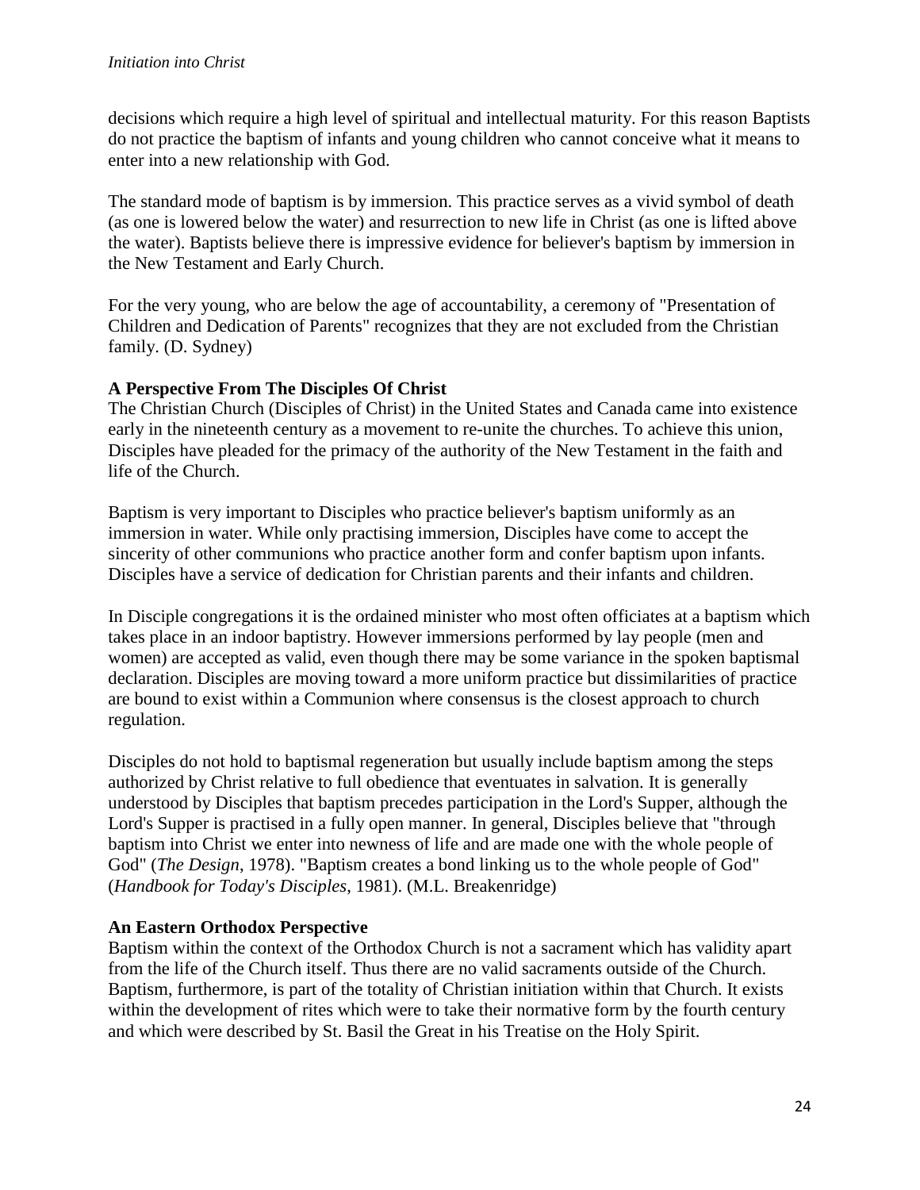decisions which require a high level of spiritual and intellectual maturity. For this reason Baptists do not practice the baptism of infants and young children who cannot conceive what it means to enter into a new relationship with God.

The standard mode of baptism is by immersion. This practice serves as a vivid symbol of death (as one is lowered below the water) and resurrection to new life in Christ (as one is lifted above the water). Baptists believe there is impressive evidence for believer's baptism by immersion in the New Testament and Early Church.

For the very young, who are below the age of accountability, a ceremony of "Presentation of Children and Dedication of Parents" recognizes that they are not excluded from the Christian family. (D. Sydney)

### A Perspective From The Disciples Of Christ

The Christian Church (Disciples of Christ) in the United States and Canada came into existence early in the nineteenth century as a movement to re-unite the churches. To achieve this union, Disciples have pleaded for the primacy of the authority of the New Testament in the faith and life of the Church.

Baptism is very important to Disciples who practice believer's baptism uniformly as an immersion in water. While only practising immersion, Disciples have come to accept the sincerity of other communions who practice another form and confer baptism upon infants. Disciples have a service of dedication for Christian parents and their infants and children.

In Disciple congregations it is the ordained minister who most often officiates at a baptism which takes place in an indoor baptistry. However immersions performed by lay people (men and women) are accepted as valid, even though there may be some variance in the spoken baptismal declaration. Disciples are moving toward a more uniform practice but dissimilarities of practice are bound to exist within a Communion where consensus is the closest approach to church regulation.

Disciples do not hold to baptismal regeneration but usually include baptism among the steps authorized by Christ relative to full obedience that eventuates in salvation. It is generally understood by Disciples that baptism precedes participation in the Lord's Supper, although the Lord's Supper is practised in a fully open manner. In general, Disciples believe that "through baptism into Christ we enter into newness of life and are made one with the whole people of God" (*The Design*, 1978). "Baptism creates a bond linking us to the whole people of God" (*Handbook for Today's Disciples*, 1981). (M.L. Breakenridge)

### An Eastern Orthodox Perspective

Baptism within the context of the Orthodox Church is not a sacrament which has validity apart from the life of the Church itself. Thus there are no valid sacraments outside of the Church. Baptism, furthermore, is part of the totality of Christian initiation within that Church. It exists within the development of rites which were to take their normative form by the fourth century and which were described by St. Basil the Great in his Treatise on the Holy Spirit.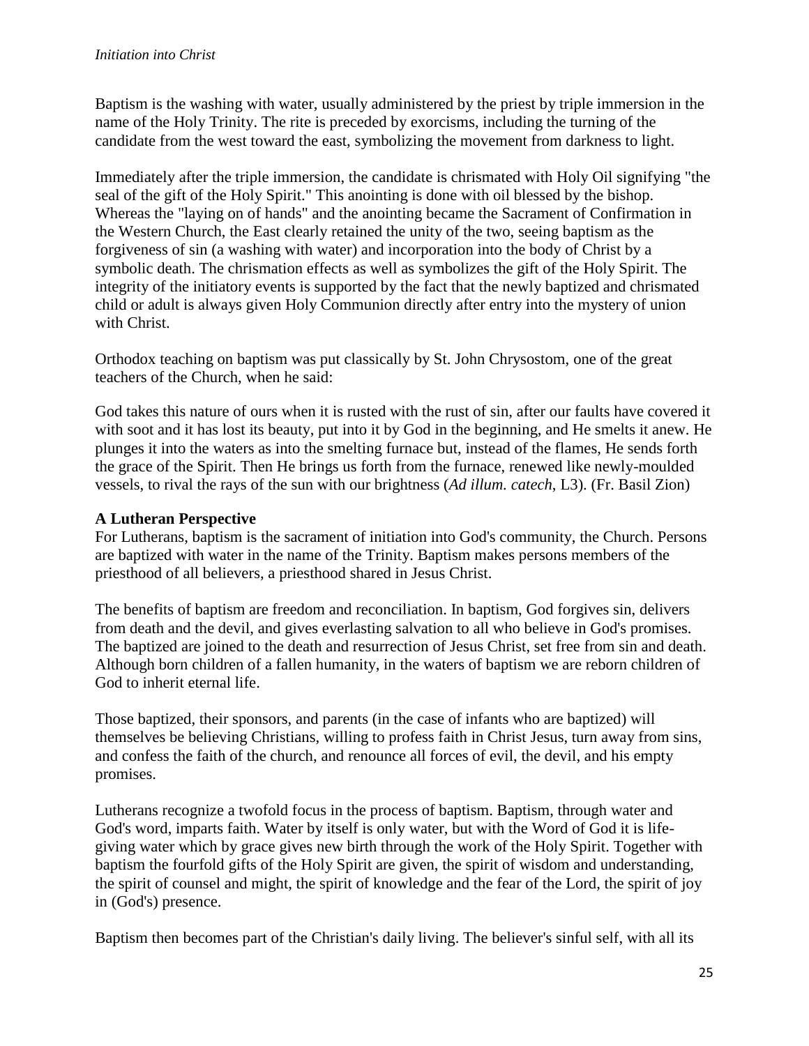Baptism is the washing with water, usually administered by the priest by triple immersion in the name of the Holy Trinity. The rite is preceded by exorcisms, including the turning of the candidate from the west toward the east, symbolizing the movement from darkness to light.

Immediately after the triple immersion, the candidate is chrismated with Holy Oil signifying "the seal of the gift of the Holy Spirit." This anointing is done with oil blessed by the bishop. Whereas the "laying on of hands" and the anointing became the Sacrament of Confirmation in the Western Church, the East clearly retained the unity of the two, seeing baptism as the forgiveness of sin (a washing with water) and incorporation into the body of Christ by a symbolic death. The chrismation effects as well as symbolizes the gift of the Holy Spirit. The integrity of the initiatory events is supported by the fact that the newly baptized and chrismated child or adult is always given Holy Communion directly after entry into the mystery of union with Christ.

Orthodox teaching on baptism was put classically by St. John Chrysostom, one of the great teachers of the Church, when he said:

God takes this nature of ours when it is rusted with the rust of sin, after our faults have covered it with soot and it has lost its beauty, put into it by God in the beginning, and He smelts it anew. He plunges it into the waters as into the smelting furnace but, instead of the flames, He sends forth the grace of the Spirit. Then He brings us forth from the furnace, renewed like newly-moulded vessels, to rival the rays of the sun with our brightness (*Ad illum. catech*, L3). (Fr. Basil Zion)

**A Lutheran Perspective**

For Lutherans, baptism is the sacrament of initiation into God's community, the Church. Persons are baptized with water in the name of the Trinity. Baptism makes persons members of the priesthood of all believers, a priesthood shared in Jesus Christ.

The benefits of baptism are freedom and reconciliation. In baptism, God forgives sin, delivers from death and the devil, and gives everlasting salvation to all who believe in God's promises. The baptized are joined to the death and resurrection of Jesus Christ, set free from sin and death. Although born children of a fallen humanity, in the waters of baptism we are reborn children of God to inherit eternal life.

Those baptized, their sponsors, and parents (in the case of infants who are baptized) will themselves be believing Christians, willing to profess faith in Christ Jesus, turn away from sins, and confess the faith of the church, and renounce all forces of evil, the devil, and his empty promises.

Lutherans recognize a twofold focus in the process of baptism. Baptism, through water and God's word, imparts faith. Water by itself is only water, but with the Word of God it is life-giving water which by grace gives new birth through the work of the Holy Spirit. Together with baptism the fourfold gifts of the Holy Spirit are given, the spirit of wisdom and understanding, the spirit of counsel and might, the spirit of knowledge and the fear of the Lord, the spirit of joy in (God's) presence.

Baptism then becomes part of the Christian's daily living. The believer's sinful self, with all its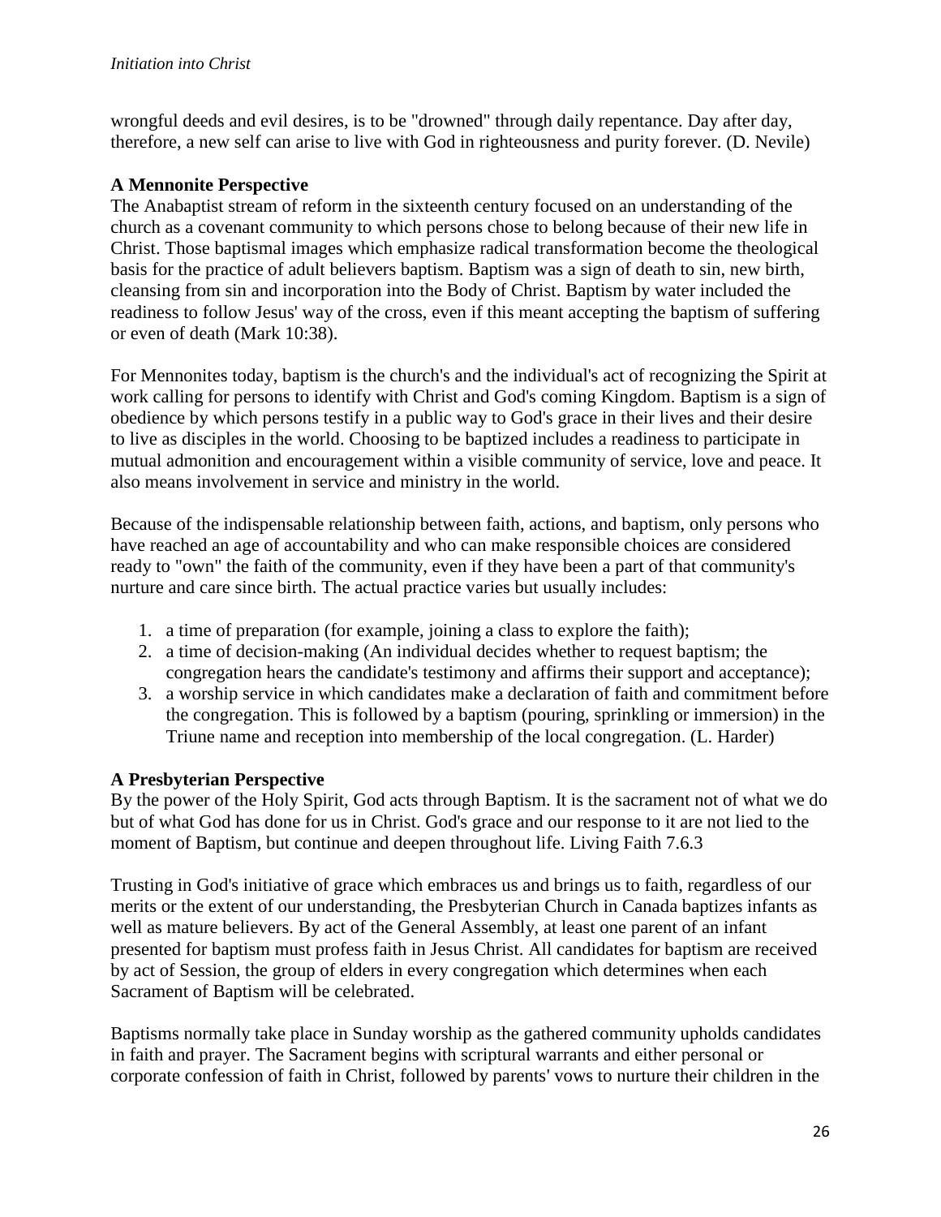wrongful deeds and evil desires, is to be "drowned" through daily repentance. Day after day, therefore, a new self can arise to live with God in righteousness and purity forever. (D. Nevile)

**A Mennonite Perspective**

The Anabaptist stream of reform in the sixteenth century focused on an understanding of the church as a covenant community to which persons chose to belong because of their new life in Christ. Those baptismal images which emphasize radical transformation become the theological basis for the practice of adult believers baptism. Baptism was a sign of death to sin, new birth, cleansing from sin and incorporation into the Body of Christ. Baptism by water included the readiness to follow Jesus' way of the cross, even if this meant accepting the baptism of suffering or even of death (Mark 10:38).

For Mennonites today, baptism is the church's and the individual's act of recognizing the Spirit at work calling for persons to identify with Christ and God's coming Kingdom. Baptism is a sign of obedience by which persons testify in a public way to God's grace in their lives and their desire to live as disciples in the world. Choosing to be baptized includes a readiness to participate in mutual admonition and encouragement within a visible community of service, love and peace. It also means involvement in service and ministry in the world.

Because of the indispensable relationship between faith, actions, and baptism, only persons who have reached an age of accountability and who can make responsible choices are considered ready to "own" the faith of the community, even if they have been a part of that community's nurture and care since birth. The actual practice varies but usually includes:

1. a time of preparation (for example, joining a class to explore the faith);
2. a time of decision-making (An individual decides whether to request baptism; the congregation hears the candidate's testimony and affirms their support and acceptance);
3. a worship service in which candidates make a declaration of faith and commitment before the congregation. This is followed by a baptism (pouring, sprinkling or immersion) in the Triune name and reception into membership of the local congregation. (L. Harder)

**A Presbyterian Perspective**

By the power of the Holy Spirit, God acts through Baptism. It is the sacrament not of what we do but of what God has done for us in Christ. God's grace and our response to it are not lied to the moment of Baptism, but continue and deepen throughout life. Living Faith 7.6.3

Trusting in God's initiative of grace which embraces us and brings us to faith, regardless of our merits or the extent of our understanding, the Presbyterian Church in Canada baptizes infants as well as mature believers. By act of the General Assembly, at least one parent of an infant presented for baptism must profess faith in Jesus Christ. All candidates for baptism are received by act of Session, the group of elders in every congregation which determines when each Sacrament of Baptism will be celebrated.

Baptisms normally take place in Sunday worship as the gathered community upholds candidates in faith and prayer. The Sacrament begins with scriptural warrants and either personal or corporate confession of faith in Christ, followed by parents' vows to nurture their children in the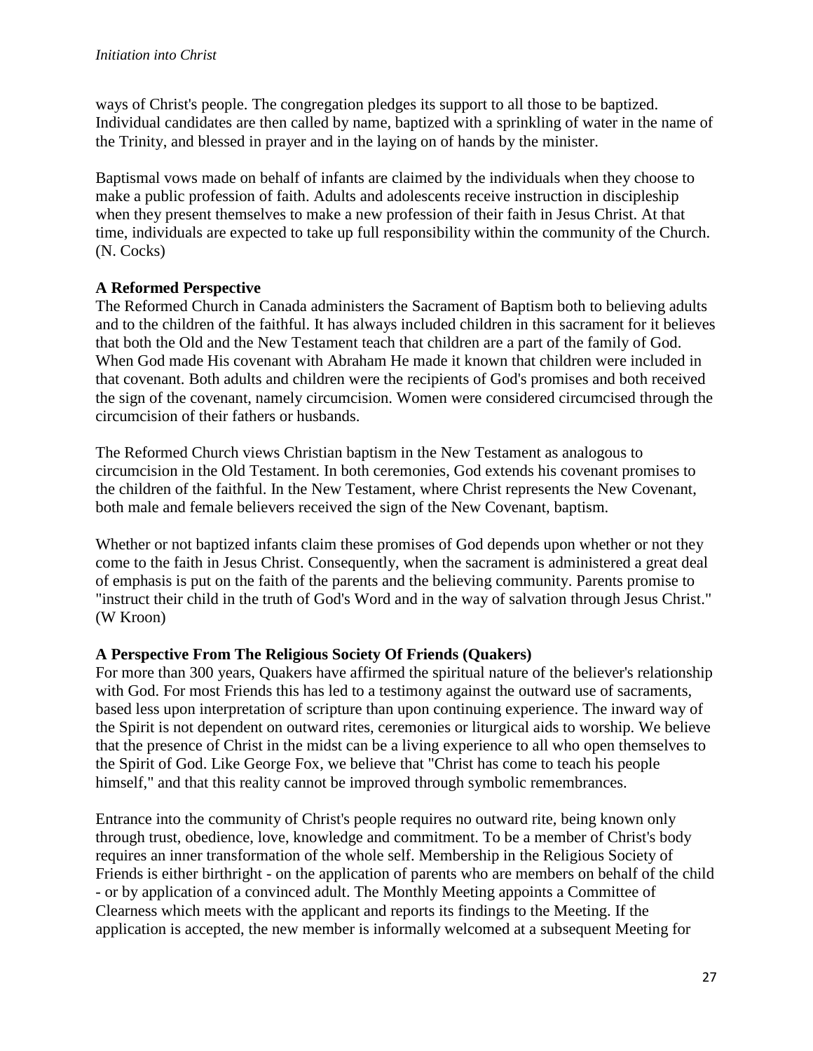ways of Christ's people. The congregation pledges its support to all those to be baptized. Individual candidates are then called by name, baptized with a sprinkling of water in the name of the Trinity, and blessed in prayer and in the laying on of hands by the minister.

Baptismal vows made on behalf of infants are claimed by the individuals when they choose to make a public profession of faith. Adults and adolescents receive instruction in discipleship when they present themselves to make a new profession of their faith in Jesus Christ. At that time, individuals are expected to take up full responsibility within the community of the Church. (N. Cocks)

**A Reformed Perspective**

The Reformed Church in Canada administers the Sacrament of Baptism both to believing adults and to the children of the faithful. It has always included children in this sacrament for it believes that both the Old and the New Testament teach that children are a part of the family of God. When God made His covenant with Abraham He made it known that children were included in that covenant. Both adults and children were the recipients of God's promises and both received the sign of the covenant, namely circumcision. Women were considered circumcised through the circumcision of their fathers or husbands.

The Reformed Church views Christian baptism in the New Testament as analogous to circumcision in the Old Testament. In both ceremonies, God extends his covenant promises to the children of the faithful. In the New Testament, where Christ represents the New Covenant, both male and female believers received the sign of the New Covenant, baptism.

Whether or not baptized infants claim these promises of God depends upon whether or not they come to the faith in Jesus Christ. Consequently, when the sacrament is administered a great deal of emphasis is put on the faith of the parents and the believing community. Parents promise to "instruct their child in the truth of God's Word and in the way of salvation through Jesus Christ." (W Kroon)

**A Perspective From The Religious Society Of Friends (Quakers)**

For more than 300 years, Quakers have affirmed the spiritual nature of the believer's relationship with God. For most Friends this has led to a testimony against the outward use of sacraments, based less upon interpretation of scripture than upon continuing experience. The inward way of the Spirit is not dependent on outward rites, ceremonies or liturgical aids to worship. We believe that the presence of Christ in the midst can be a living experience to all who open themselves to the Spirit of God. Like George Fox, we believe that "Christ has come to teach his people himself," and that this reality cannot be improved through symbolic remembrances.

Entrance into the community of Christ's people requires no outward rite, being known only through trust, obedience, love, knowledge and commitment. To be a member of Christ's body requires an inner transformation of the whole self. Membership in the Religious Society of Friends is either birthright - on the application of parents who are members on behalf of the child - or by application of a convinced adult. The Monthly Meeting appoints a Committee of Clearness which meets with the applicant and reports its findings to the Meeting. If the application is accepted, the new member is informally welcomed at a subsequent Meeting for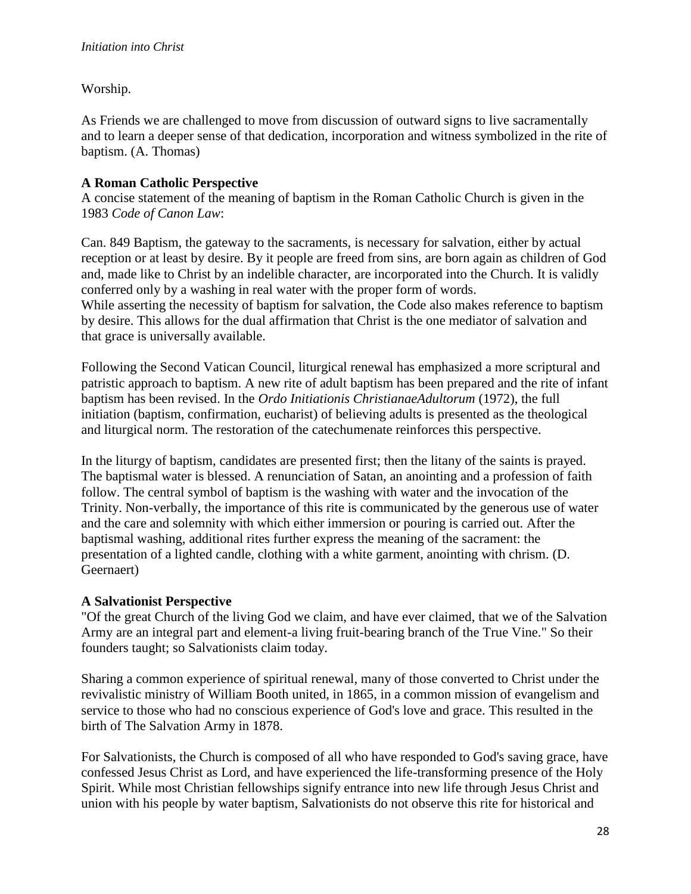Worship.

As Friends we are challenged to move from discussion of outward signs to live sacramentally and to learn a deeper sense of that dedication, incorporation and witness symbolized in the rite of baptism. (A. Thomas)

**A Roman Catholic Perspective**

A concise statement of the meaning of baptism in the Roman Catholic Church is given in the 1983 *Code of Canon Law*:

Can. 849 Baptism, the gateway to the sacraments, is necessary for salvation, either by actual reception or at least by desire. By it people are freed from sins, are born again as children of God and, made like to Christ by an indelible character, are incorporated into the Church. It is validly conferred only by a washing in real water with the proper form of words.

While asserting the necessity of baptism for salvation, the Code also makes reference to baptism by desire. This allows for the dual affirmation that Christ is the one mediator of salvation and that grace is universally available.

Following the Second Vatican Council, liturgical renewal has emphasized a more scriptural and patristic approach to baptism. A new rite of adult baptism has been prepared and the rite of infant baptism has been revised. In the *Ordo Initiationis ChristianaeAdultorum* (1972), the full initiation (baptism, confirmation, eucharist) of believing adults is presented as the theological and liturgical norm. The restoration of the catechumenate reinforces this perspective.

In the liturgy of baptism, candidates are presented first; then the litany of the saints is prayed. The baptismal water is blessed. A renunciation of Satan, an anointing and a profession of faith follow. The central symbol of baptism is the washing with water and the invocation of the Trinity. Non-verbally, the importance of this rite is communicated by the generous use of water and the care and solemnity with which either immersion or pouring is carried out. After the baptismal washing, additional rites further express the meaning of the sacrament: the presentation of a lighted candle, clothing with a white garment, anointing with chrism. (D. Geernaert)

**A Salvationist Perspective**

"Of the great Church of the living God we claim, and have ever claimed, that we of the Salvation Army are an integral part and element-a living fruit-bearing branch of the True Vine." So their founders taught; so Salvationists claim today.

Sharing a common experience of spiritual renewal, many of those converted to Christ under the revivalistic ministry of William Booth united, in 1865, in a common mission of evangelism and service to those who had no conscious experience of God's love and grace. This resulted in the birth of The Salvation Army in 1878.

For Salvationists, the Church is composed of all who have responded to God's saving grace, have confessed Jesus Christ as Lord, and have experienced the life-transforming presence of the Holy Spirit. While most Christian fellowships signify entrance into new life through Jesus Christ and union with his people by water baptism, Salvationists do not observe this rite for historical and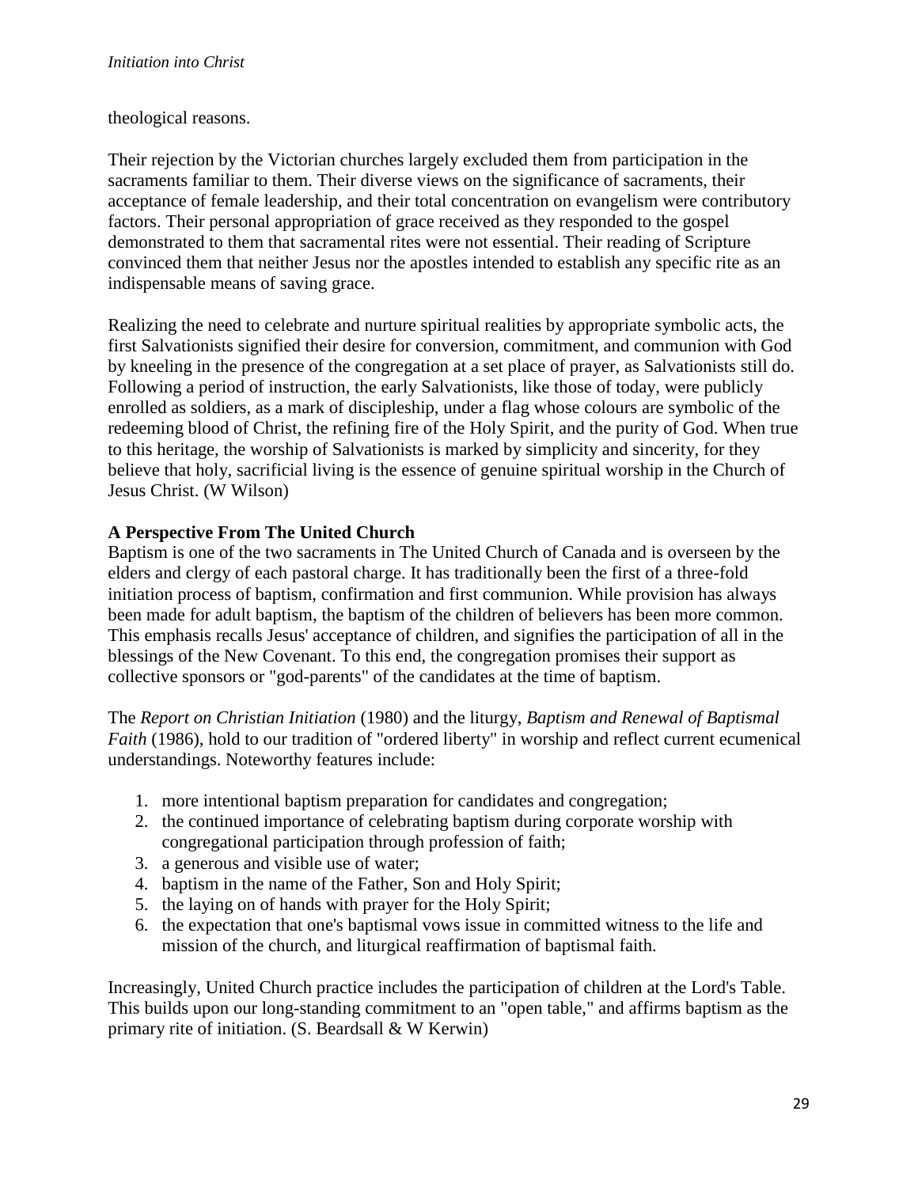theological reasons.

Their rejection by the Victorian churches largely excluded them from participation in the sacraments familiar to them. Their diverse views on the significance of sacraments, their acceptance of female leadership, and their total concentration on evangelism were contributory factors. Their personal appropriation of grace received as they responded to the gospel demonstrated to them that sacramental rites were not essential. Their reading of Scripture convinced them that neither Jesus nor the apostles intended to establish any specific rite as an indispensable means of saving grace.

Realizing the need to celebrate and nurture spiritual realities by appropriate symbolic acts, the first Salvationists signified their desire for conversion, commitment, and communion with God by kneeling in the presence of the congregation at a set place of prayer, as Salvationists still do. Following a period of instruction, the early Salvationists, like those of today, were publicly enrolled as soldiers, as a mark of discipleship, under a flag whose colours are symbolic of the redeeming blood of Christ, the refining fire of the Holy Spirit, and the purity of God. When true to this heritage, the worship of Salvationists is marked by simplicity and sincerity, for they believe that holy, sacrificial living is the essence of genuine spiritual worship in the Church of Jesus Christ. (W Wilson)

**A Perspective From The United Church**

Baptism is one of the two sacraments in The United Church of Canada and is overseen by the elders and clergy of each pastoral charge. It has traditionally been the first of a three-fold initiation process of baptism, confirmation and first communion. While provision has always been made for adult baptism, the baptism of the children of believers has been more common. This emphasis recalls Jesus' acceptance of children, and signifies the participation of all in the blessings of the New Covenant. To this end, the congregation promises their support as collective sponsors or "god-parents" of the candidates at the time of baptism.

The *Report on Christian Initiation* (1980) and the liturgy, *Baptism and Renewal of Baptismal Faith* (1986), hold to our tradition of "ordered liberty" in worship and reflect current ecumenical understandings. Noteworthy features include:

1. more intentional baptism preparation for candidates and congregation;
2. the continued importance of celebrating baptism during corporate worship with congregational participation through profession of faith;
3. a generous and visible use of water;
4. baptism in the name of the Father, Son and Holy Spirit;
5. the laying on of hands with prayer for the Holy Spirit;
6. the expectation that one's baptismal vows issue in committed witness to the life and mission of the church, and liturgical reaffirmation of baptismal faith.

Increasingly, United Church practice includes the participation of children at the Lord's Table. This builds upon our long-standing commitment to an "open table," and affirms baptism as the primary rite of initiation. (S. Beardsall & W Kerwin)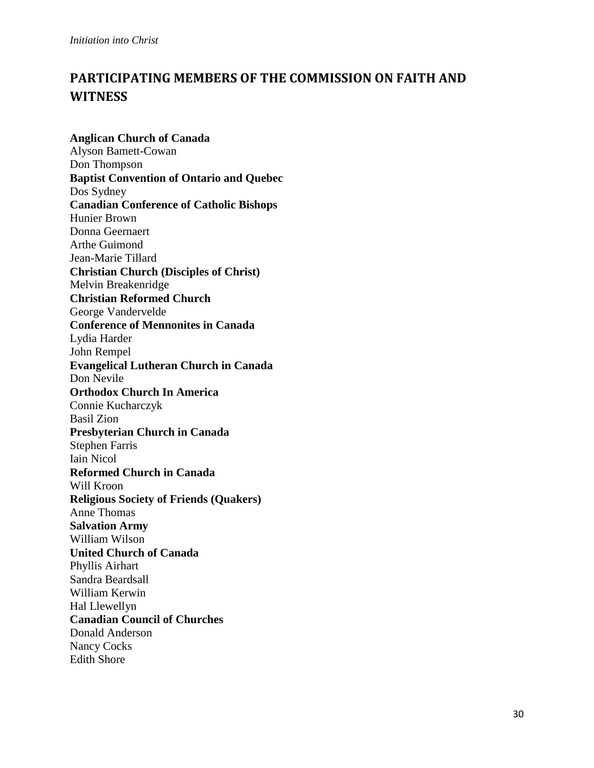## PARTICIPATING MEMBERS OF THE COMMISSION ON FAITH AND WITNESS

**Anglican Church of Canada**
Alyson Bamett-Cowan
Don Thompson
**Baptist Convention of Ontario and Quebec**
Dos Sydney
**Canadian Conference of Catholic Bishops**
Hunier Brown
Donna Geernaert
Arthe Guimond
Jean-Marie Tillard
**Christian Church (Disciples of Christ)**
Melvin Breakenridge
**Christian Reformed Church**
George Vandervelde
**Conference of Mennonites in Canada**
Lydia Harder
John Rempel
**Evangelical Lutheran Church in Canada**
Don Nevile
**Orthodox Church In America**
Connie Kucharczyk
Basil Zion
**Presbyterian Church in Canada**
Stephen Farris
Iain Nicol
**Reformed Church in Canada**
Will Kroon
**Religious Society of Friends (Quakers)**
Anne Thomas
**Salvation Army**
William Wilson
**United Church of Canada**
Phyllis Airhart
Sandra Beardsall
William Kerwin
Hal Llewellyn
**Canadian Council of Churches**
Donald Anderson
Nancy Cocks
Edith Shore